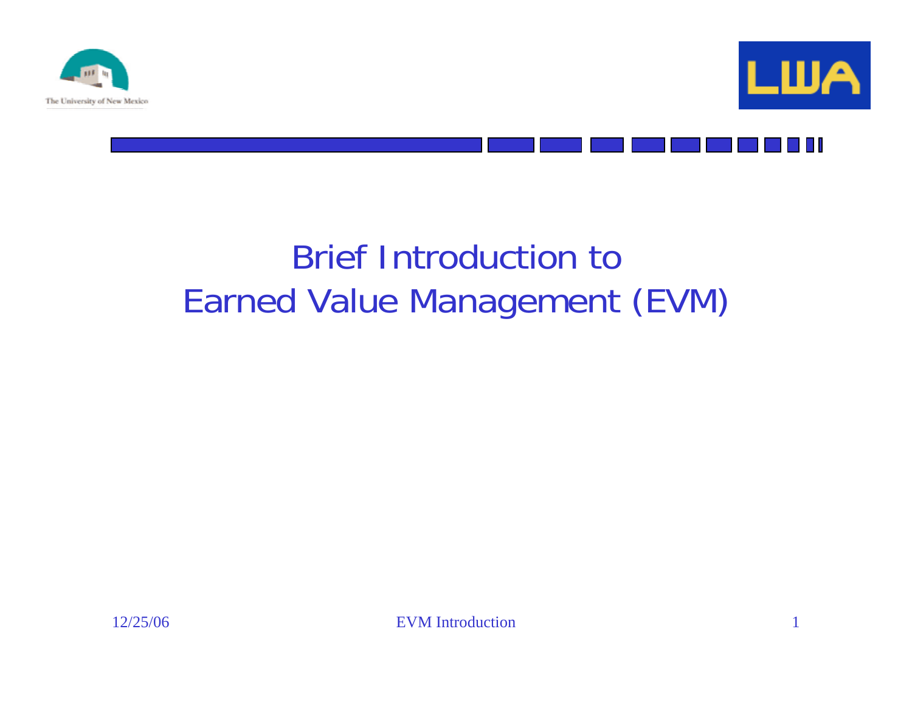# Brief Introduction to Earned Value Management (EVM)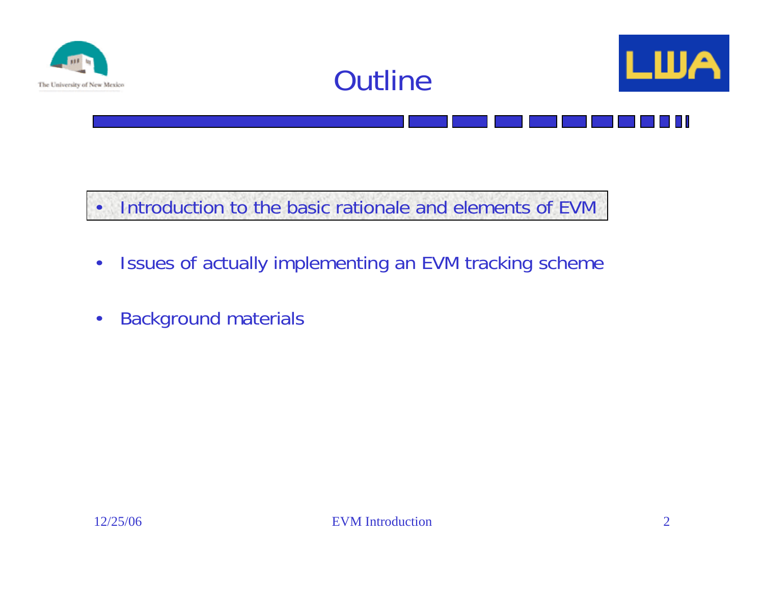# Outline

- Introduction to the basic rationale and elements of EVM
- Issues of actually implementing an EVM tracking scheme
- Background materials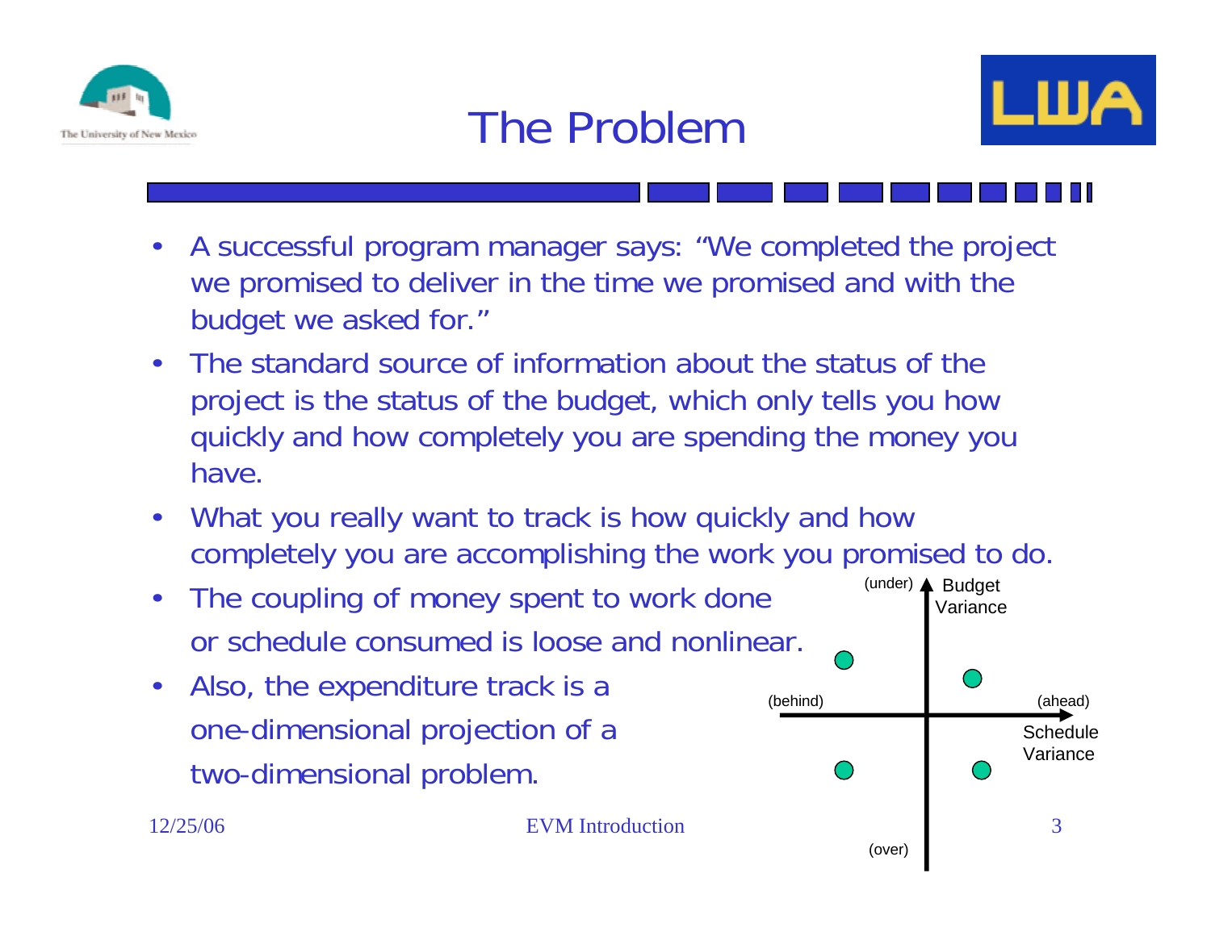# The Problem

- A successful program manager says: "We completed the project we promised to deliver in the time we promised and with the budget we asked for."
- The standard source of information about the status of the project is the status of the budget, which only tells you how quickly and how completely you are spending the money you have.
- What you really want to track is how quickly and how completely you are accomplishing the work you promised to do.
- The coupling of money spent to work done or schedule consumed is loose and nonlinear.
- Also, the expenditure track is a one-dimensional projection of a two-dimensional problem.

(under)
Budget Variance
(behind)
(ahead)
Schedule Variance
(over)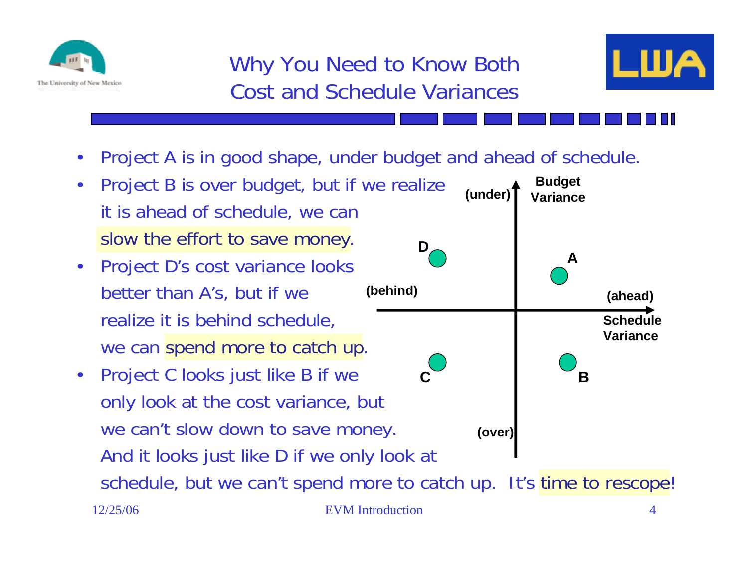# Why You Need to Know Both Cost and Schedule Variances

- Project A is in good shape, under budget and ahead of schedule.
- Project B is over budget, but if we realize it is ahead of schedule, we can slow the effort to save money.
- Project D's cost variance looks better than A's, but if we realize it is behind schedule, we can spend more to catch up.
- Project C looks just like B if we only look at the cost variance, but we can't slow down to save money. And it looks just like D if we only look at schedule, but we can't spend more to catch up. It's time to rescope!

Budget Variance
(under)
(over)
Schedule Variance
(behind)
(ahead)
A
B
C
D

12/25/06

EVM Introduction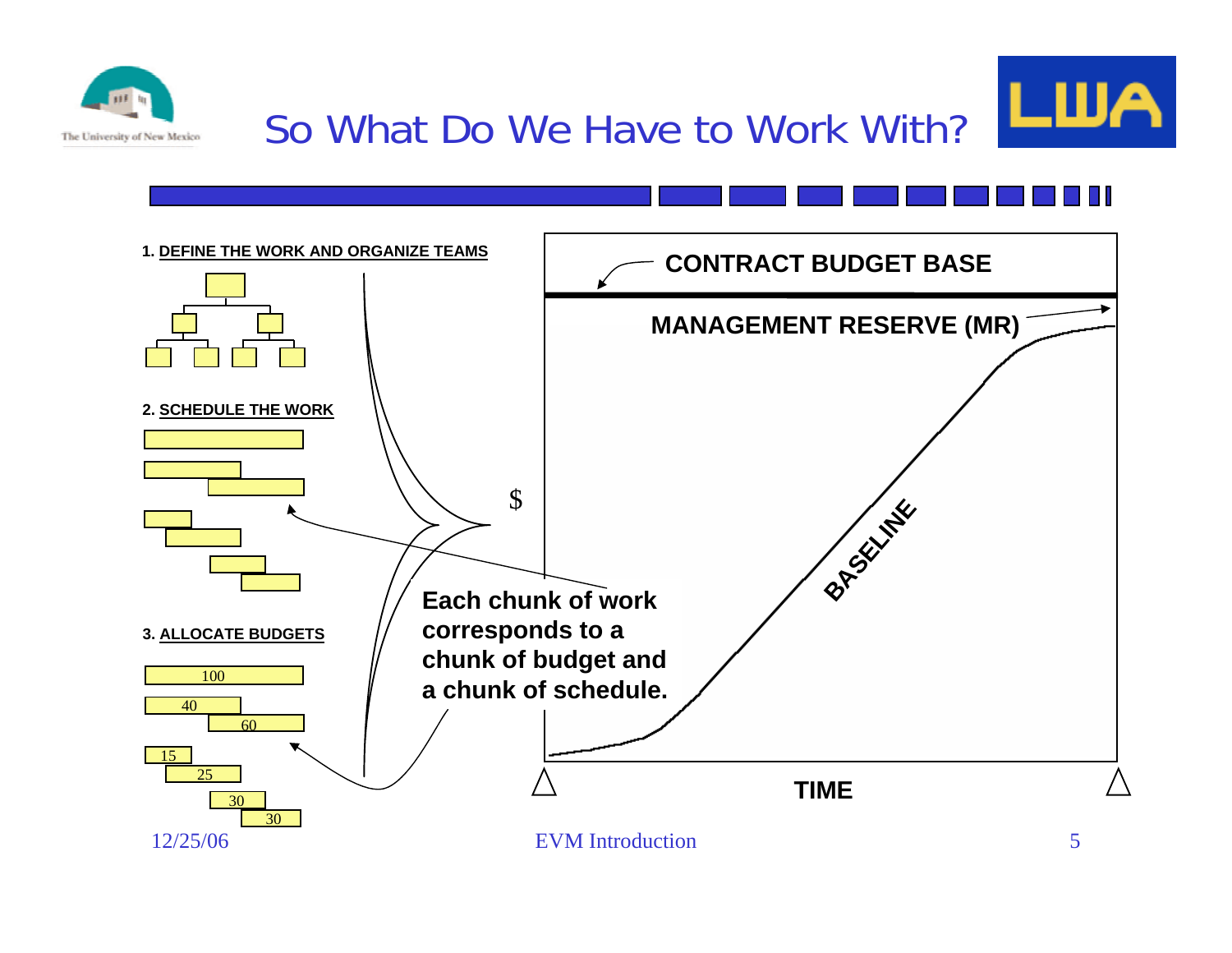# So What Do We Have to Work With?

1. DEFINE THE WORK AND ORGANIZE TEAMS

2. SCHEDULE THE WORK

3. ALLOCATE BUDGETS

100

40

60

15

25

30

30

**Each chunk of work corresponds to a chunk of budget and a chunk of schedule.**

CONTRACT BUDGET BASE

MANAGEMENT RESERVE (MR)

BASELINE

$

TIME

12/25/06

EVM Introduction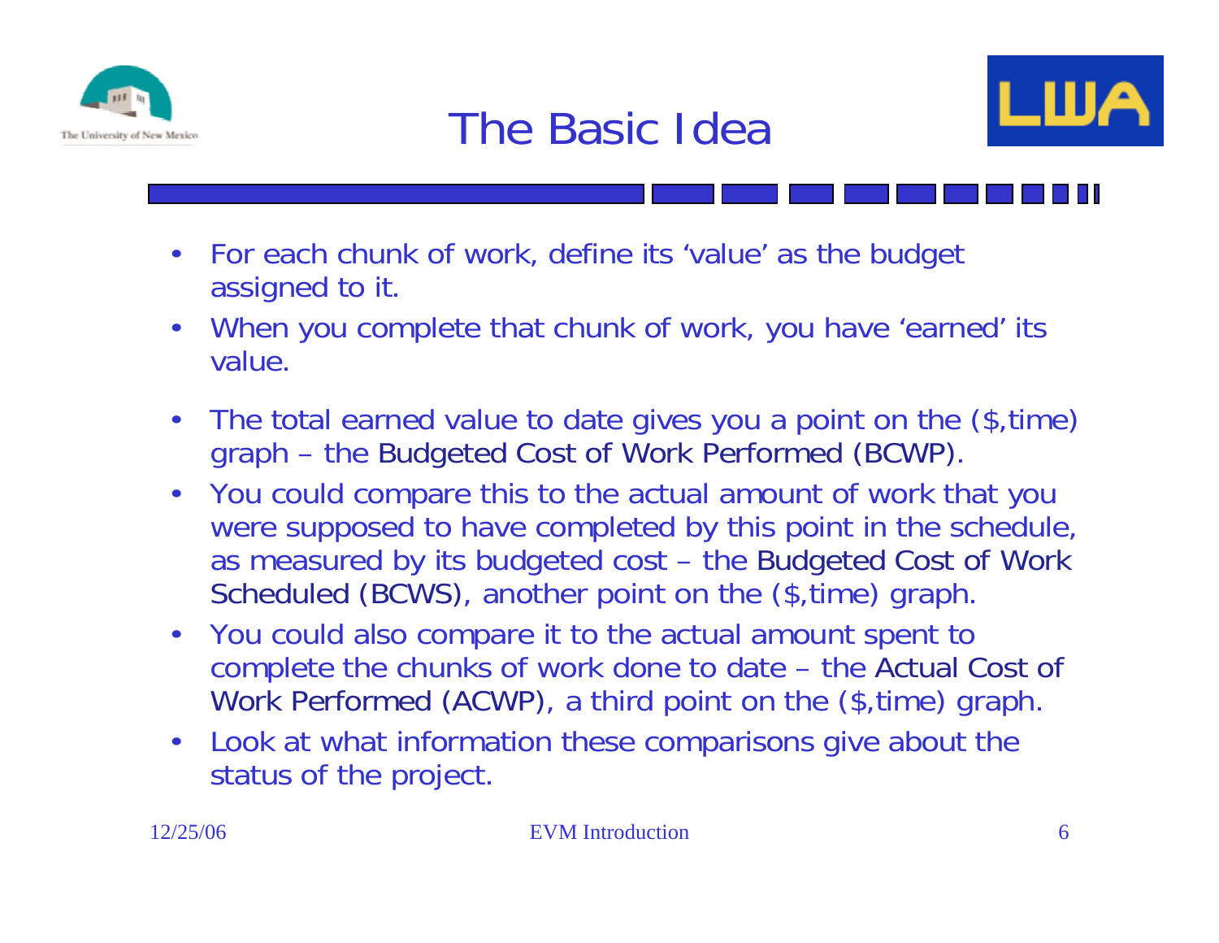# The Basic Idea

- For each chunk of work, define its ‘value’ as the budget assigned to it.
- When you complete that chunk of work, you have ‘earned’ its value.
- The total earned value to date gives you a point on the ($,time) graph – the Budgeted Cost of Work Performed (BCWP).
- You could compare this to the actual amount of work that you were supposed to have completed by this point in the schedule, as measured by its budgeted cost – the Budgeted Cost of Work Scheduled (BCWS), another point on the ($,time) graph.
- You could also compare it to the actual amount spent to complete the chunks of work done to date – the Actual Cost of Work Performed (ACWP), a third point on the ($,time) graph.
- Look at what information these comparisons give about the status of the project.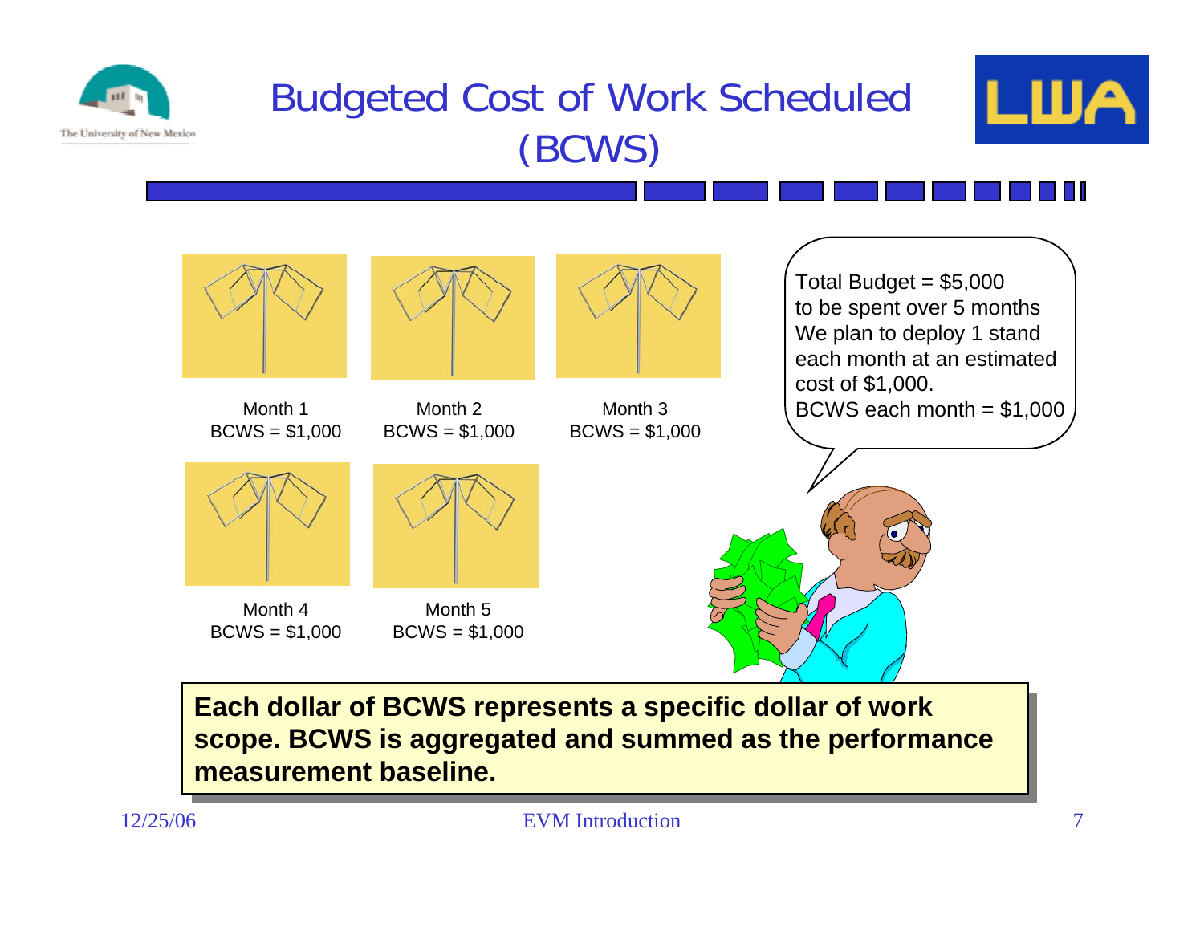# Budgeted Cost of Work Scheduled (BCWS)

Month 1
BCWS = $1,000

Month 2
BCWS = $1,000

Month 3
BCWS = $1,000

Month 4
BCWS = $1,000

Month 5
BCWS = $1,000

Total Budget = $5,000
to be spent over 5 months
We plan to deploy 1 stand each month at an estimated cost of $1,000.
BCWS each month = $1,000

**Each dollar of BCWS represents a specific dollar of work scope. BCWS is aggregated and summed as the performance measurement baseline.**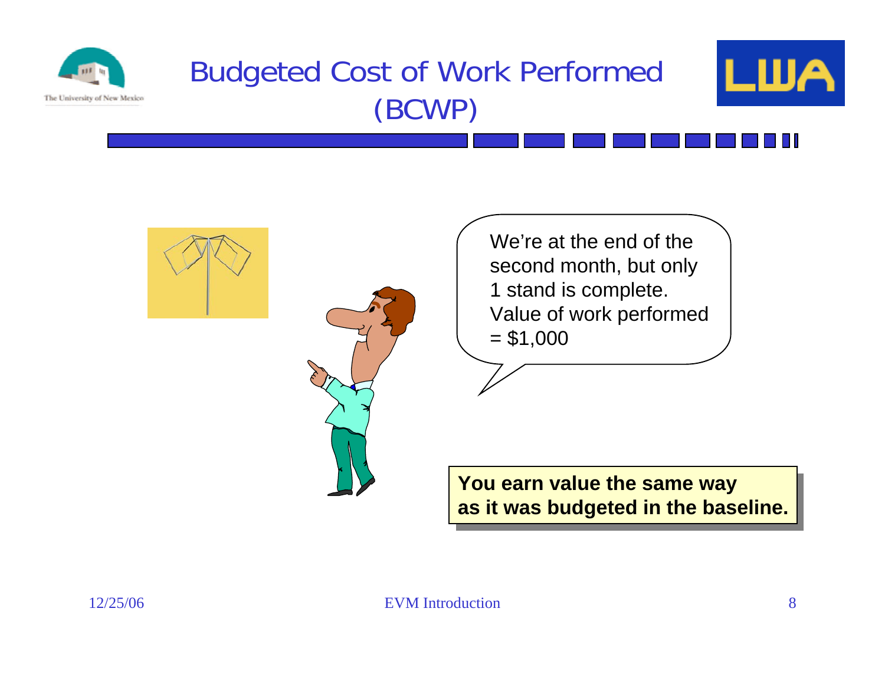# Budgeted Cost of Work Performed (BCWP)

We're at the end of the second month, but only 1 stand is complete. Value of work performed = $1,000

**You earn value the same way as it was budgeted in the baseline.**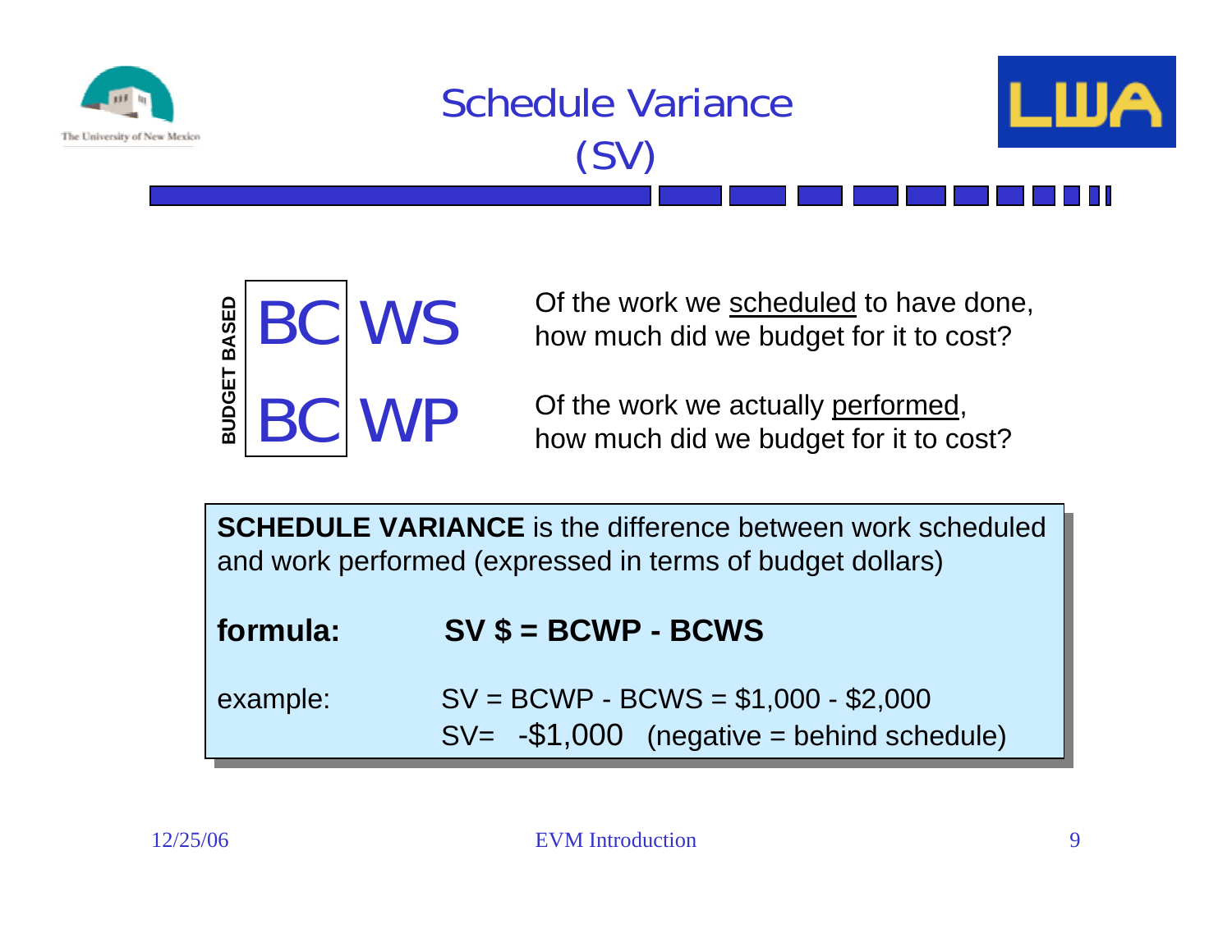# Schedule Variance (SV)

**BUDGET BASED**

| | |
|---|---|
| BCWS | Of the work we scheduled to have done, how much did we budget for it to cost? |
| BCWP | Of the work we actually performed, how much did we budget for it to cost? |

**SCHEDULE VARIANCE** is the difference between work scheduled and work performed (expressed in terms of budget dollars)

**formula:** **SV $ = BCWP - BCWS**

example: SV = BCWP - BCWS = $1,000 - $2,000

SV= -$1,000 (negative = behind schedule)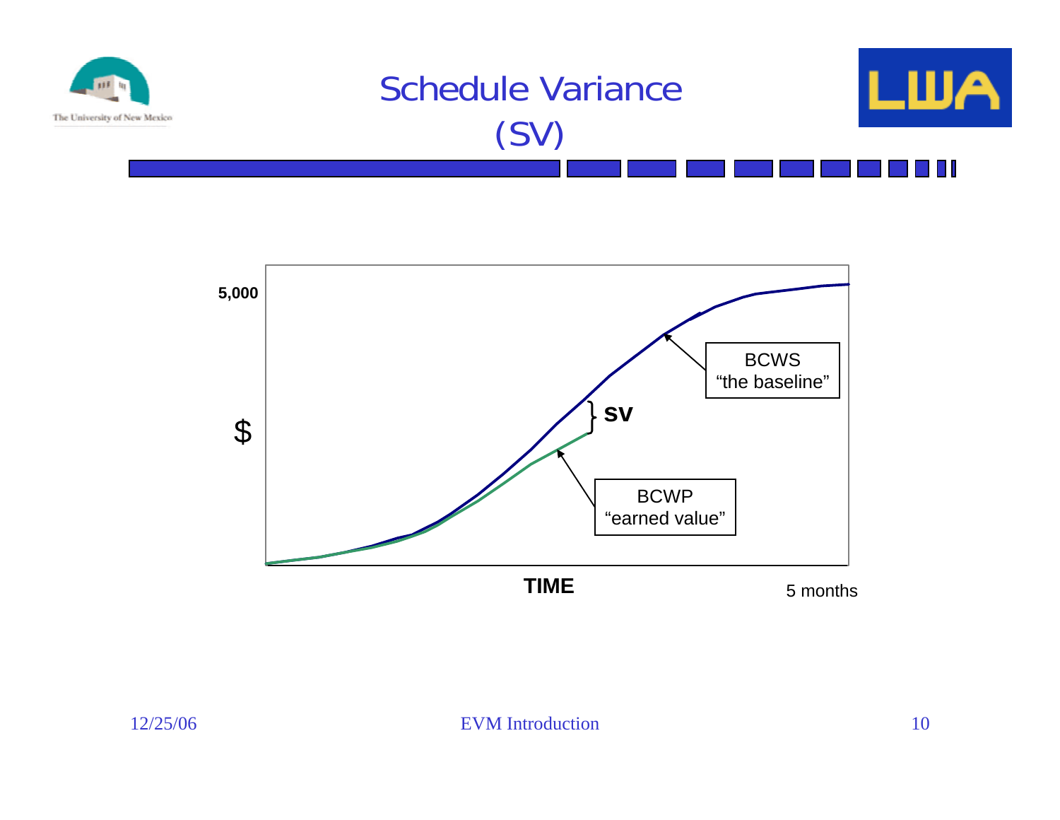# Schedule Variance (SV)

5,000

$

SV

BCWS
"the baseline"

BCWP
"earned value"

TIME

5 months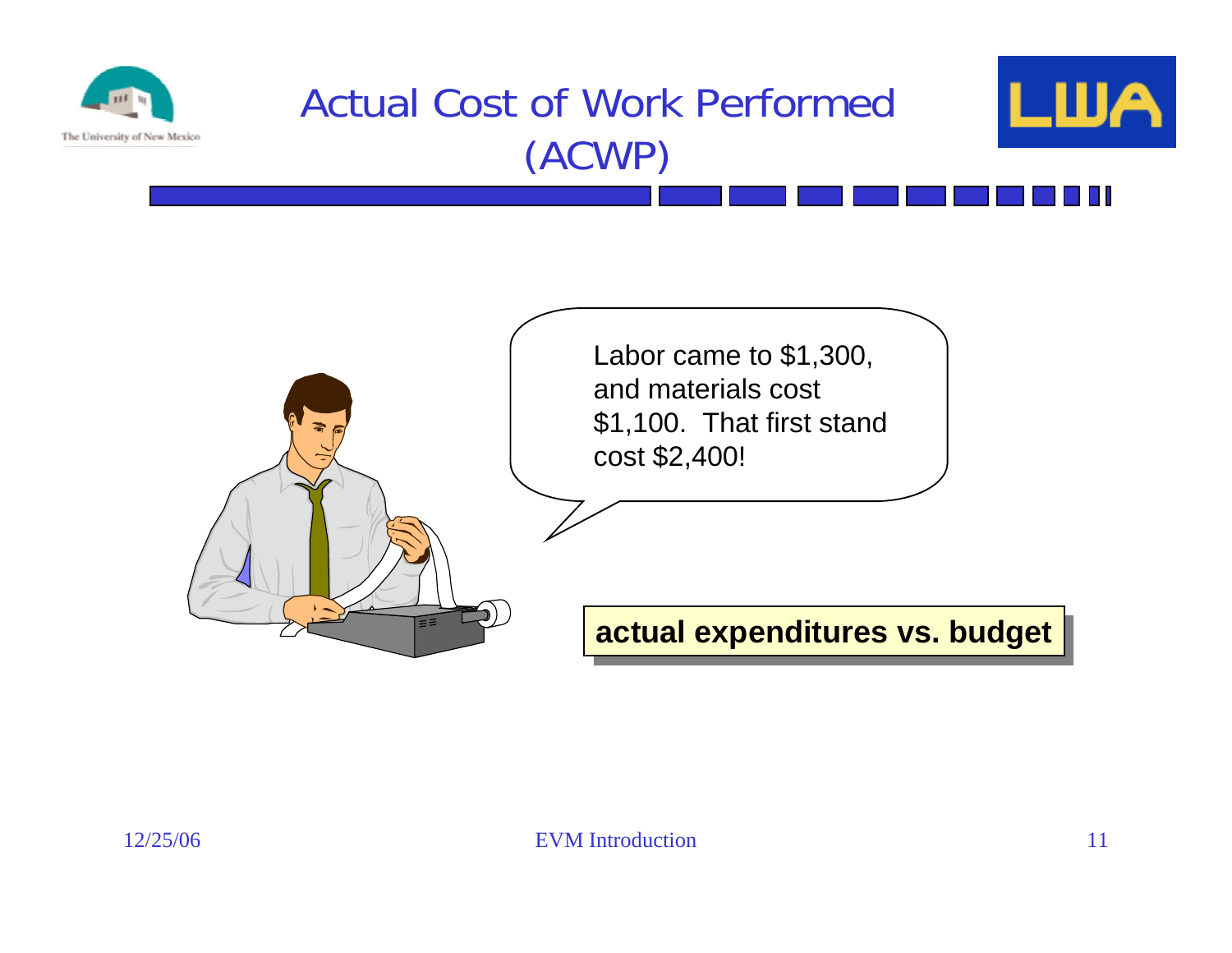# Actual Cost of Work Performed (ACWP)

Labor came to $1,300, and materials cost $1,100. That first stand cost $2,400!

**actual expenditures vs. budget**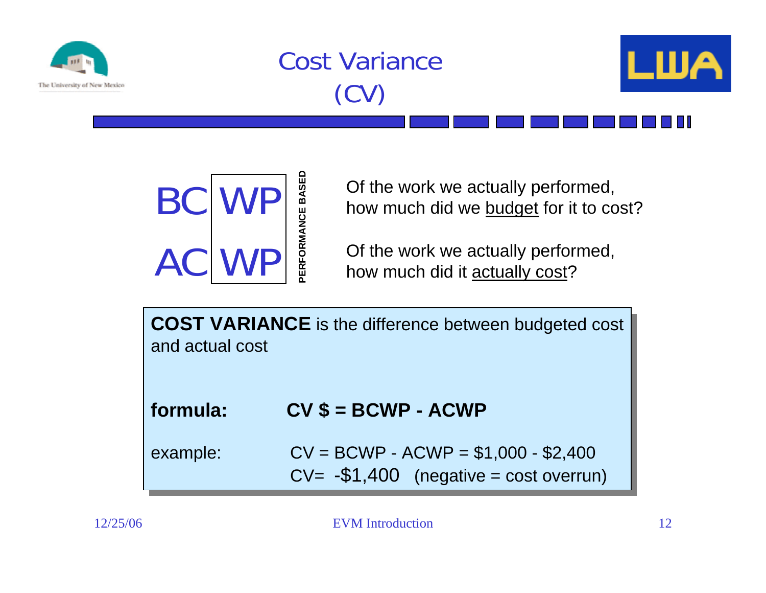# Cost Variance (CV)

BC | WP

AC | WP

PERFORMANCE BASED

Of the work we actually performed, how much did we budget for it to cost?

Of the work we actually performed, how much did it actually cost?

**COST VARIANCE** is the difference between budgeted cost and actual cost

**formula:** **CV $ = BCWP - ACWP**

example: CV = BCWP - ACWP = $1,000 - $2,400
CV= -$1,400 (negative = cost overrun)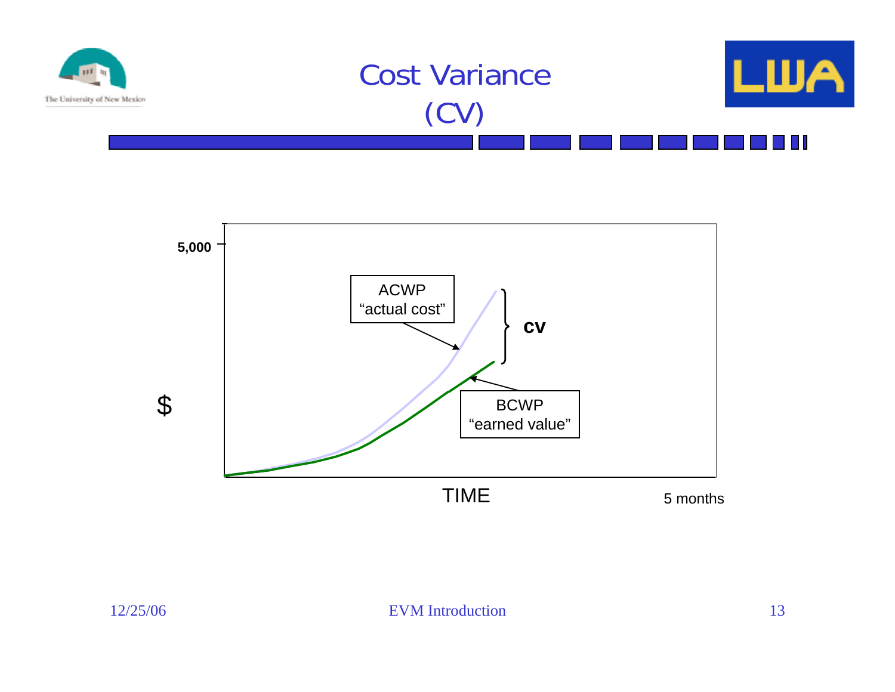# Cost Variance (CV)

5,000

ACWP
"actual cost"

CV

BCWP
"earned value"

$

TIME

5 months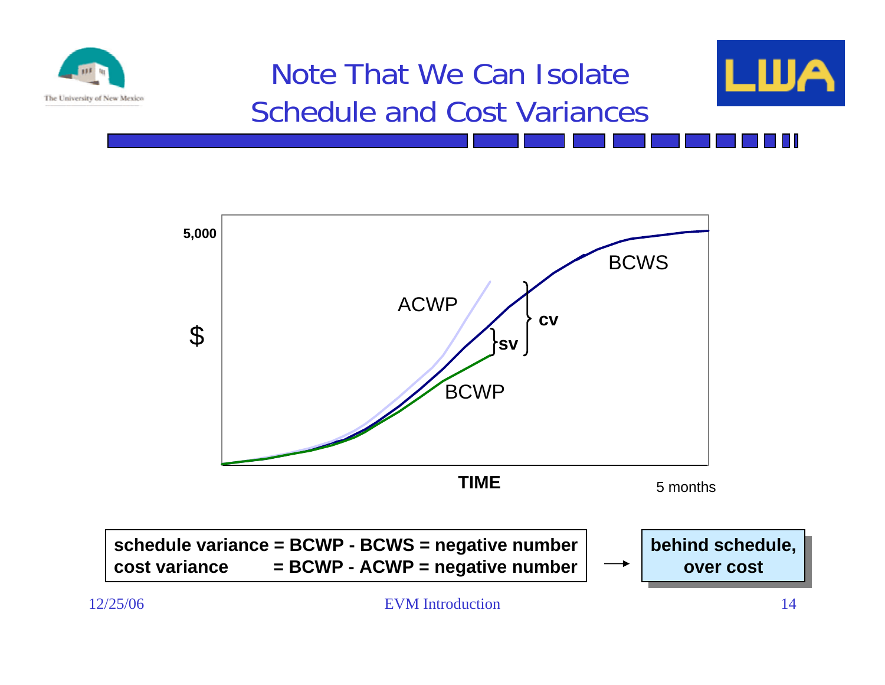# Note That We Can Isolate Schedule and Cost Variances

5,000

$

ACWP

BCWS

BCWP

cv

sv

TIME

5 months

**schedule variance = BCWP - BCWS = negative number**
**cost variance = BCWP - ACWP = negative number**

→ **behind schedule, over cost**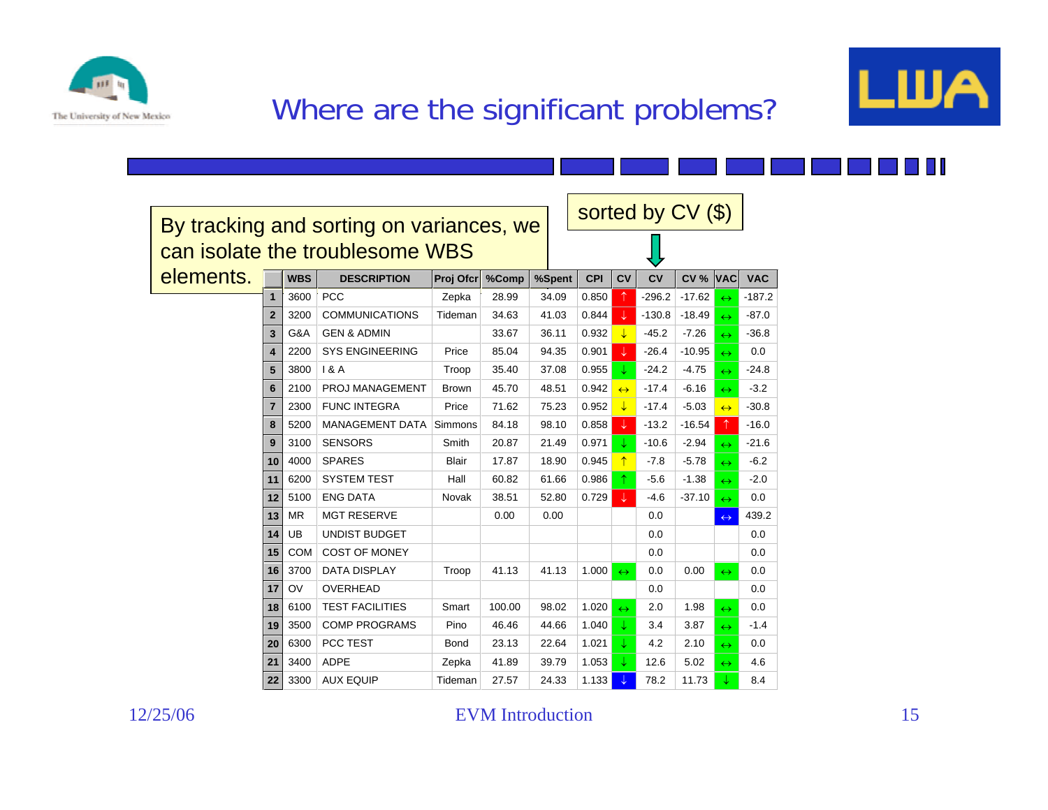# Where are the significant problems?

By tracking and sorting on variances, we can isolate the troublesome WBS elements.

sorted by CV ($)

| | WBS | DESCRIPTION | Proj Ofcr | %Comp | %Spent | CPI | CV | CV | CV % | VAC | VAC |
|---|---|---|---|---|---|---|---|---|---|---|---|
| 1 | 3600 | PCC | Zepka | 28.99 | 34.09 | 0.850 | ↑ | -296.2 | -17.62 | ↔ | -187.2 |
| 2 | 3200 | COMMUNICATIONS | Tideman | 34.63 | 41.03 | 0.844 | ↓ | -130.8 | -18.49 | ↔ | -87.0 |
| 3 | G&A | GEN & ADMIN | | 33.67 | 36.11 | 0.932 | ↓ | -45.2 | -7.26 | ↔ | -36.8 |
| 4 | 2200 | SYS ENGINEERING | Price | 85.04 | 94.35 | 0.901 | ↓ | -26.4 | -10.95 | ↔ | 0.0 |
| 5 | 3800 | I & A | Troop | 35.40 | 37.08 | 0.955 | ↓ | -24.2 | -4.75 | ↔ | -24.8 |
| 6 | 2100 | PROJ MANAGEMENT | Brown | 45.70 | 48.51 | 0.942 | ↔ | -17.4 | -6.16 | ↔ | -3.2 |
| 7 | 2300 | FUNC INTEGRA | Price | 71.62 | 75.23 | 0.952 | ↓ | -17.4 | -5.03 | ↔ | -30.8 |
| 8 | 5200 | MANAGEMENT DATA | Simmons | 84.18 | 98.10 | 0.858 | ↓ | -13.2 | -16.54 | ↑ | -16.0 |
| 9 | 3100 | SENSORS | Smith | 20.87 | 21.49 | 0.971 | ↓ | -10.6 | -2.94 | ↔ | -21.6 |
| 10 | 4000 | SPARES | Blair | 17.87 | 18.90 | 0.945 | ↑ | -7.8 | -5.78 | ↔ | -6.2 |
| 11 | 6200 | SYSTEM TEST | Hall | 60.82 | 61.66 | 0.986 | ↑ | -5.6 | -1.38 | ↔ | -2.0 |
| 12 | 5100 | ENG DATA | Novak | 38.51 | 52.80 | 0.729 | ↓ | -4.6 | -37.10 | ↔ | 0.0 |
| 13 | MR | MGT RESERVE | | 0.00 | 0.00 | | | 0.0 | | ↔ | 439.2 |
| 14 | UB | UNDIST BUDGET | | | | | | 0.0 | | | 0.0 |
| 15 | COM | COST OF MONEY | | | | | | 0.0 | | | 0.0 |
| 16 | 3700 | DATA DISPLAY | Troop | 41.13 | 41.13 | 1.000 | ↔ | 0.0 | 0.00 | ↔ | 0.0 |
| 17 | OV | OVERHEAD | | | | | | 0.0 | | | 0.0 |
| 18 | 6100 | TEST FACILITIES | Smart | 100.00 | 98.02 | 1.020 | ↔ | 2.0 | 1.98 | ↔ | 0.0 |
| 19 | 3500 | COMP PROGRAMS | Pino | 46.46 | 44.66 | 1.040 | ↓ | 3.4 | 3.87 | ↔ | -1.4 |
| 20 | 6300 | PCC TEST | Bond | 23.13 | 22.64 | 1.021 | ↓ | 4.2 | 2.10 | ↔ | 0.0 |
| 21 | 3400 | ADPE | Zepka | 41.89 | 39.79 | 1.053 | ↓ | 12.6 | 5.02 | ↔ | 4.6 |
| 22 | 3300 | AUX EQUIP | Tideman | 27.57 | 24.33 | 1.133 | ↓ | 78.2 | 11.73 | ↓ | 8.4 |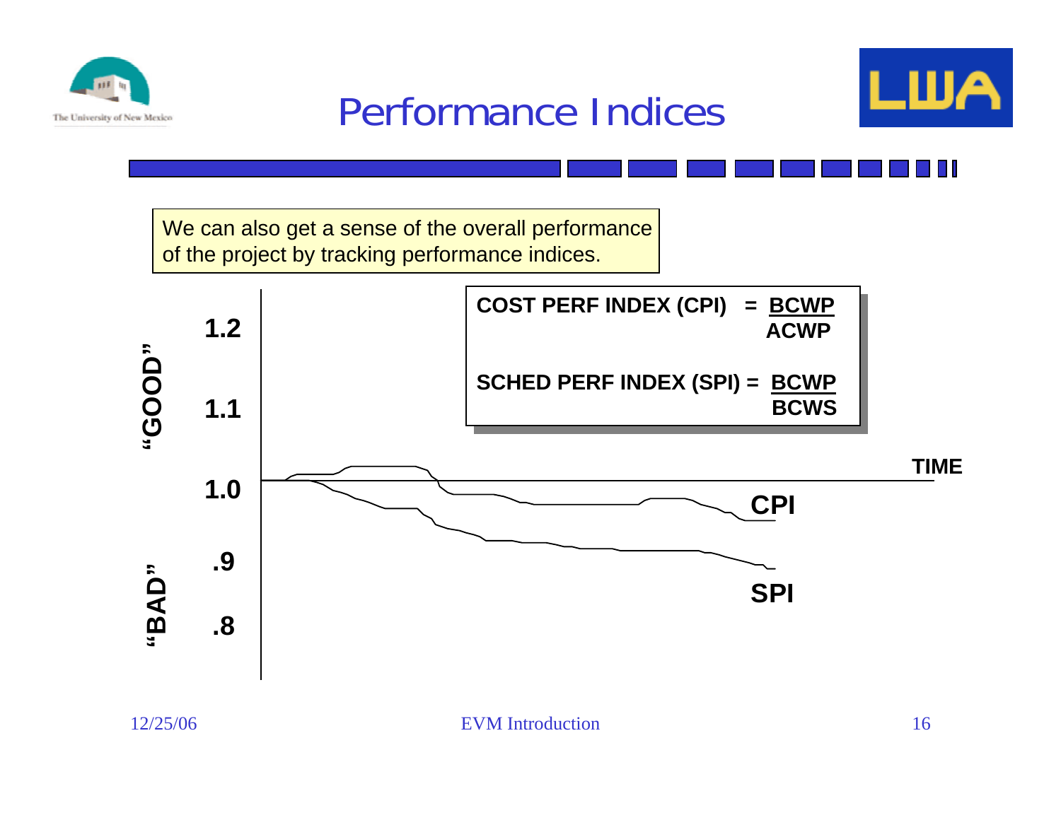# Performance Indices

We can also get a sense of the overall performance of the project by tracking performance indices.

$$\text{COST PERF INDEX (CPI)} = \frac{\text{BCWP}}{\text{ACWP}}$$

$$\text{SCHED PERF INDEX (SPI)} = \frac{\text{BCWP}}{\text{BCWS}}$$

"GOOD"

"BAD"

1.2

1.1

1.0

.9

.8

TIME

CPI

SPI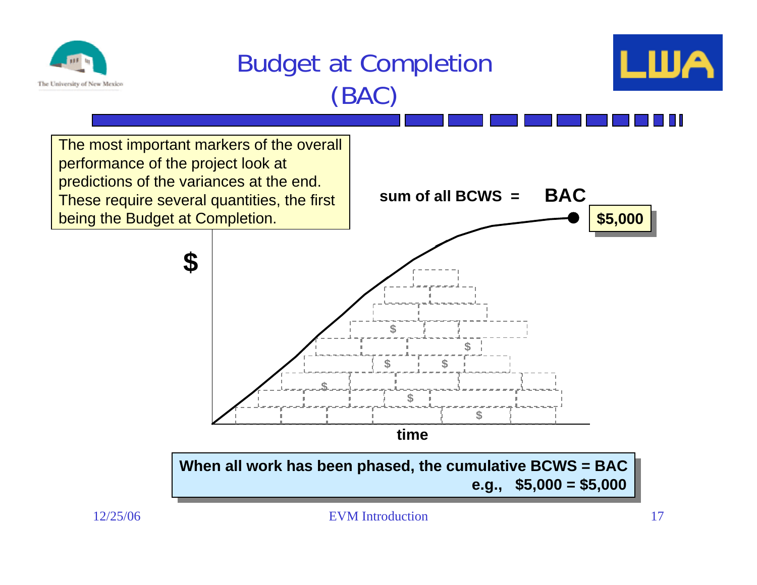# Budget at Completion (BAC)

The most important markers of the overall performance of the project look at predictions of the variances at the end. These require several quantities, the first being the Budget at Completion.

sum of all BCWS = BAC

$5,000

$

time

**When all work has been phased, the cumulative BCWS = BAC**
**e.g., $5,000 = $5,000**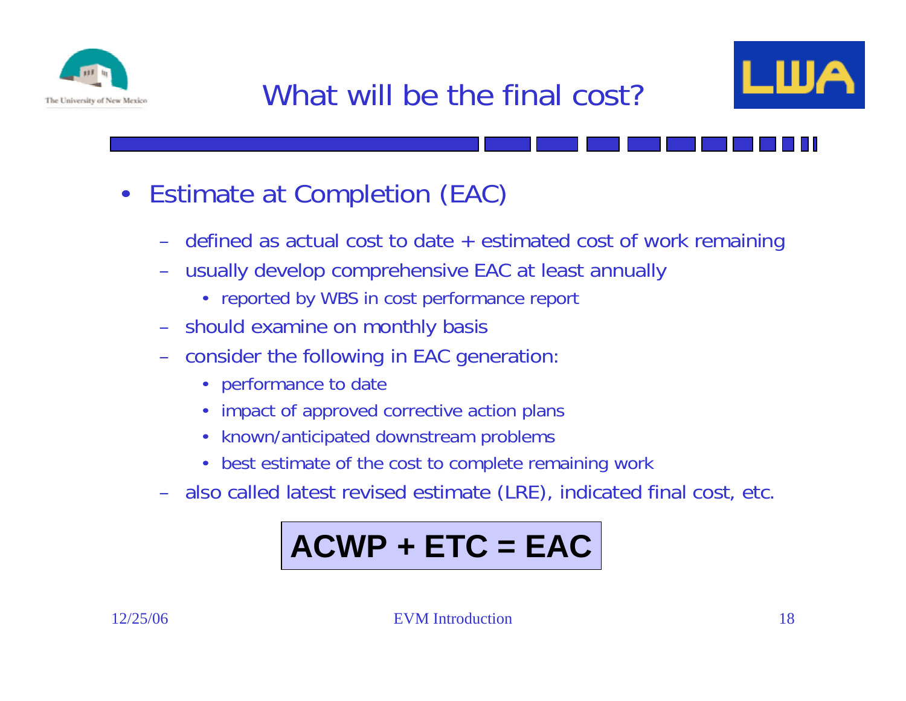# What will be the final cost?

- Estimate at Completion (EAC)
  - defined as actual cost to date + estimated cost of work remaining
  - usually develop comprehensive EAC at least annually
    - reported by WBS in cost performance report
  - should examine on monthly basis
  - consider the following in EAC generation:
    - performance to date
    - impact of approved corrective action plans
    - known/anticipated downstream problems
    - best estimate of the cost to complete remaining work
  - also called latest revised estimate (LRE), indicated final cost, etc.

**ACWP + ETC = EAC**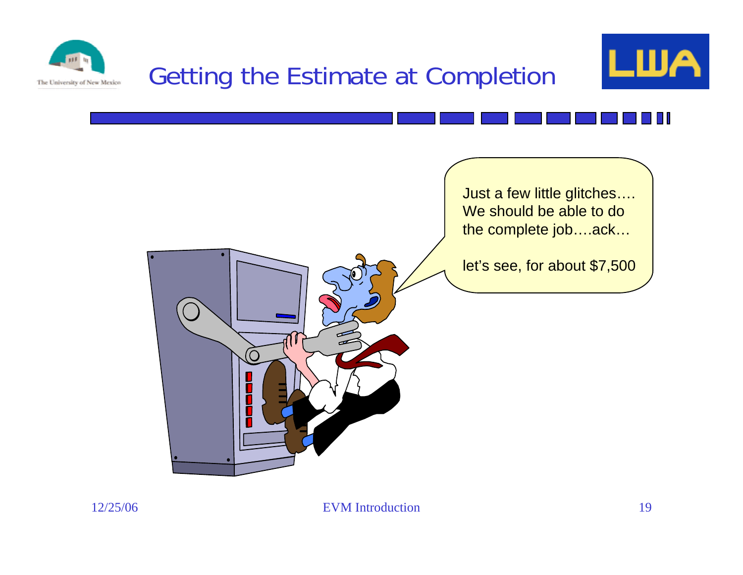# Getting the Estimate at Completion

Just a few little glitches….
We should be able to do the complete job….ack…

let's see, for about $7,500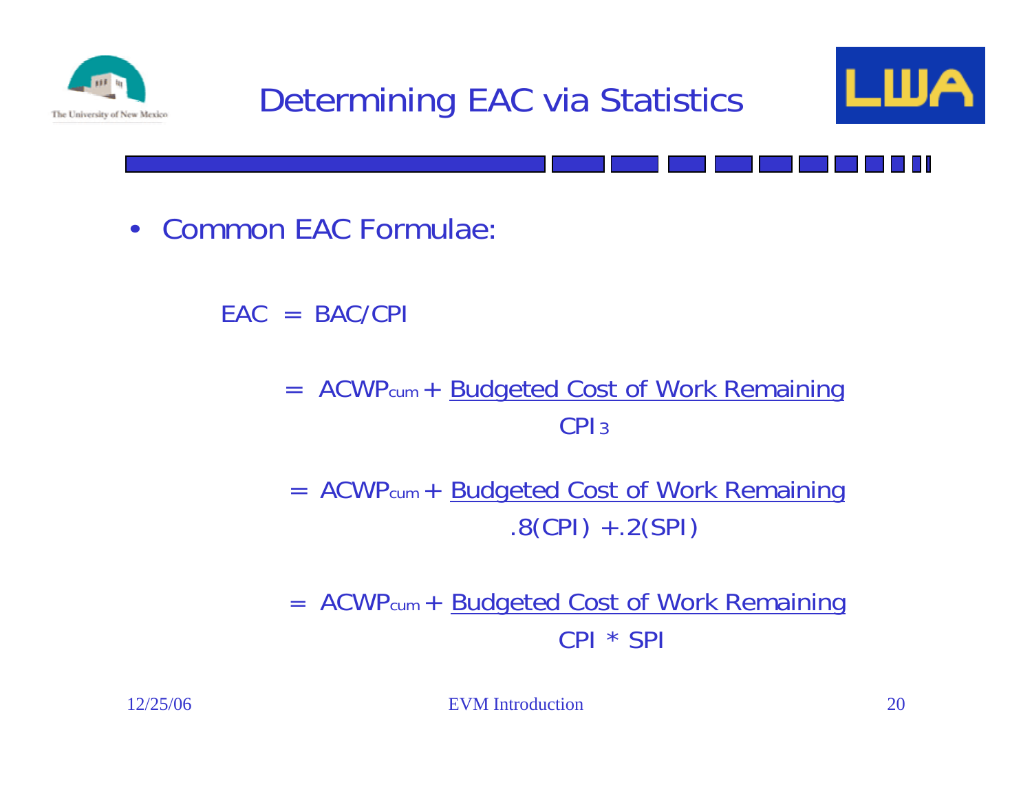# Determining EAC via Statistics

- Common EAC Formulae:

$$EAC = BAC/CPI$$

$$= ACWP_{cum} + \frac{\text{Budgeted Cost of Work Remaining}}{CPI_3}$$

$$= ACWP_{cum} + \frac{\text{Budgeted Cost of Work Remaining}}{.8(CPI) + .2(SPI)}$$

$$= ACWP_{cum} + \frac{\text{Budgeted Cost of Work Remaining}}{CPI * SPI}$$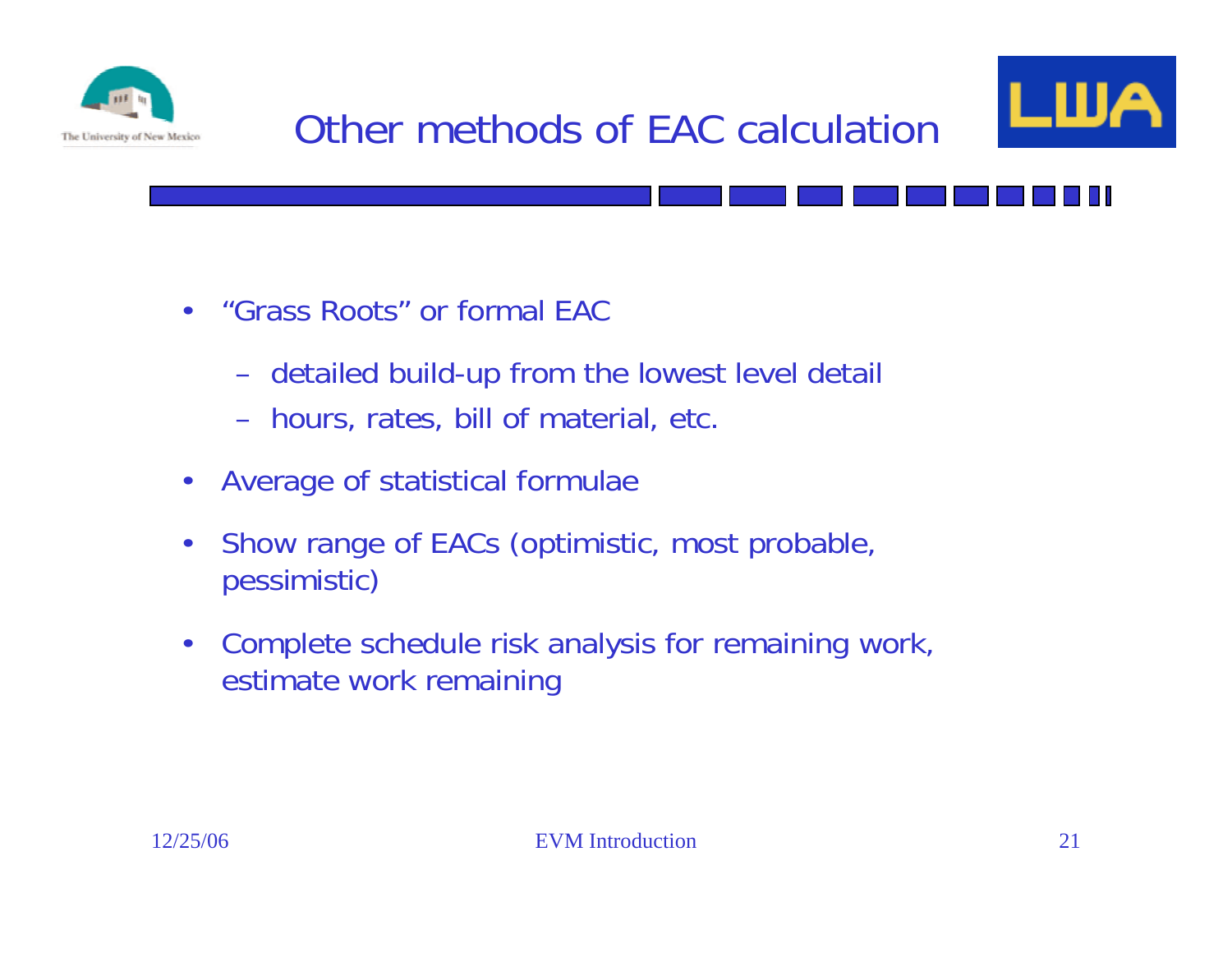# Other methods of EAC calculation

- "Grass Roots" or formal EAC
  - detailed build-up from the lowest level detail
  - hours, rates, bill of material, etc.
- Average of statistical formulae
- Show range of EACs (optimistic, most probable, pessimistic)
- Complete schedule risk analysis for remaining work, estimate work remaining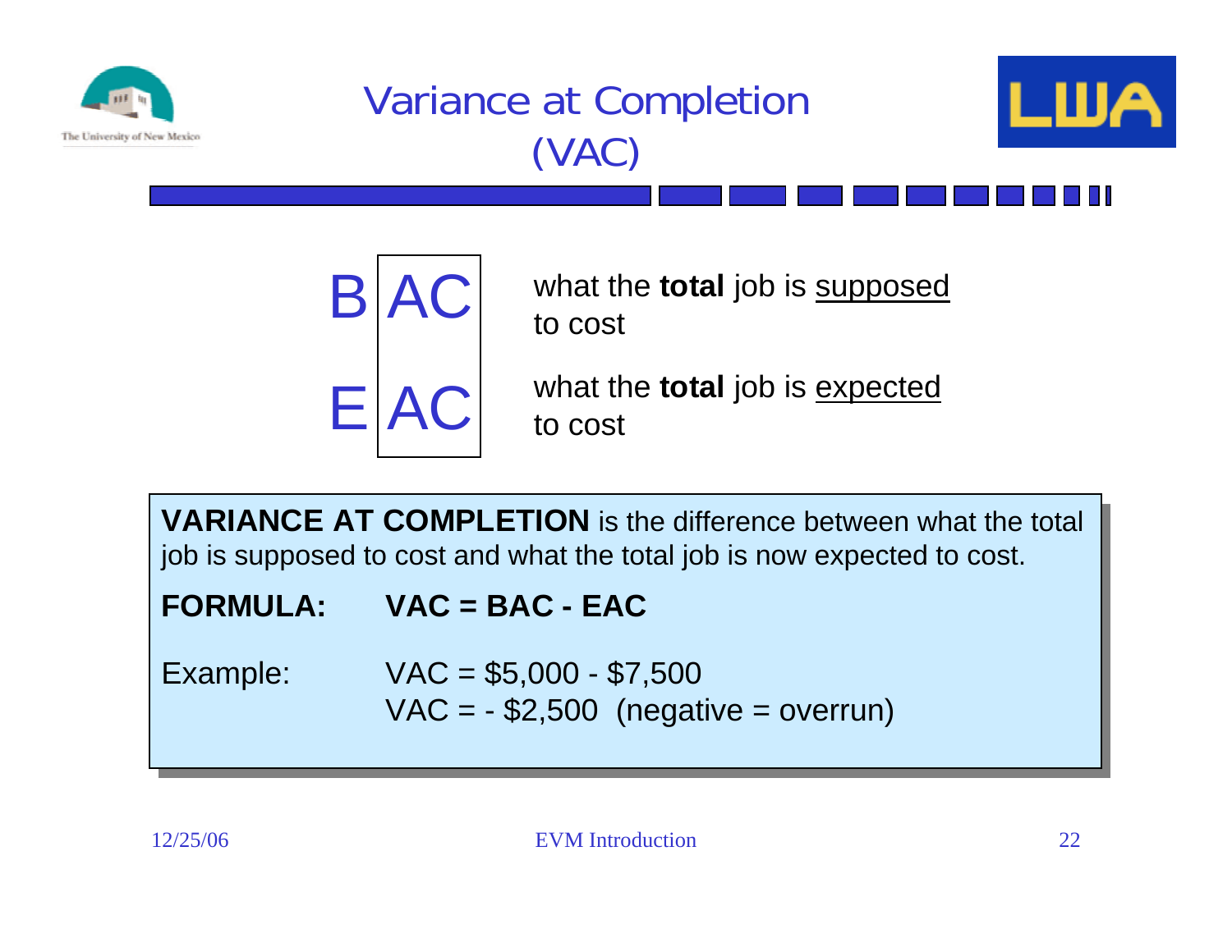# Variance at Completion (VAC)

**BAC** — what the **total** job is <u>supposed</u> to cost

**EAC** — what the **total** job is <u>expected</u> to cost

**VARIANCE AT COMPLETION** is the difference between what the total job is supposed to cost and what the total job is now expected to cost.

**FORMULA:** **VAC = BAC - EAC**

Example: VAC = $5,000 - $7,500
VAC = - $2,500 (negative = overrun)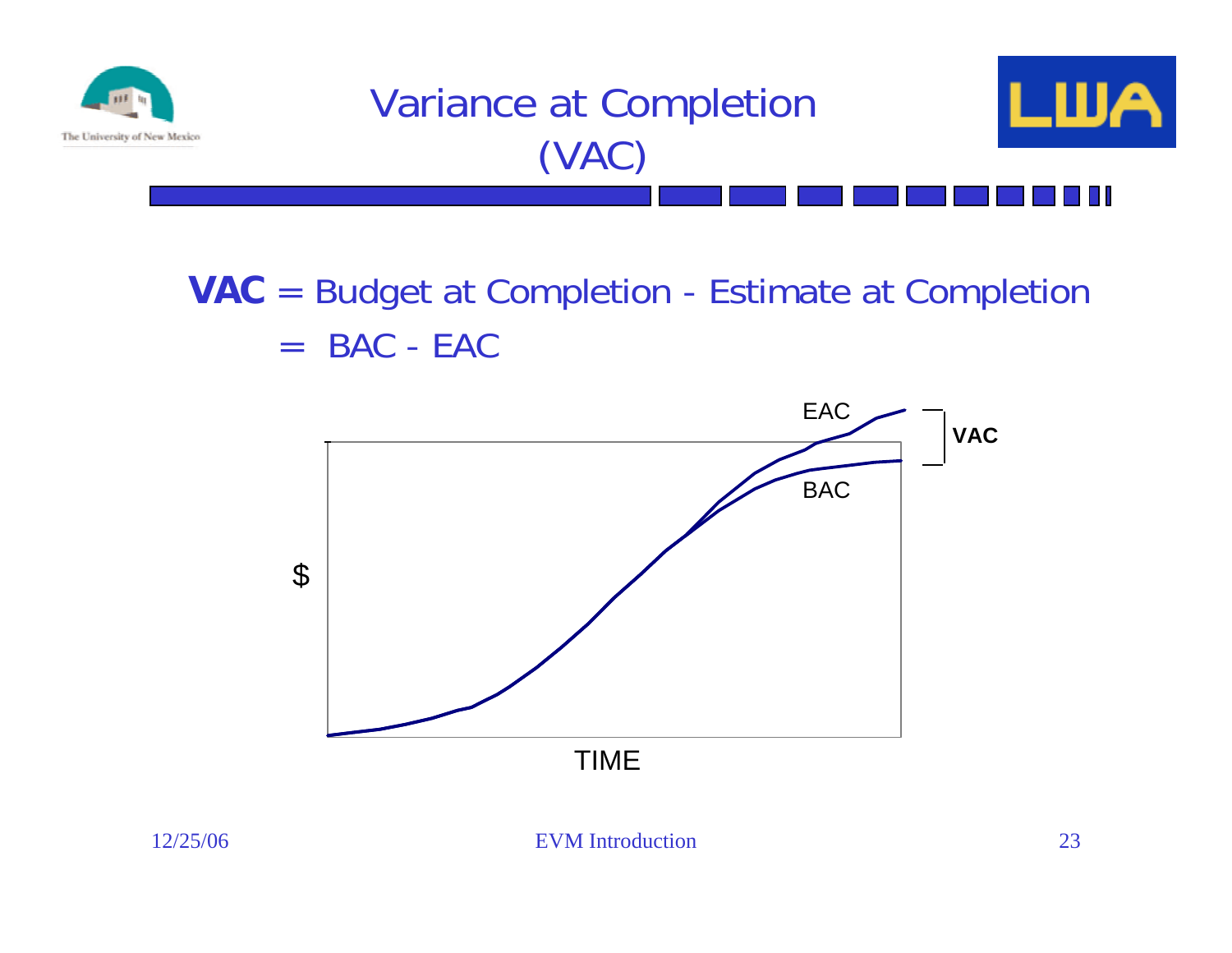# Variance at Completion (VAC)

**VAC** = Budget at Completion - Estimate at Completion

= BAC - EAC

EAC

VAC

BAC

$

TIME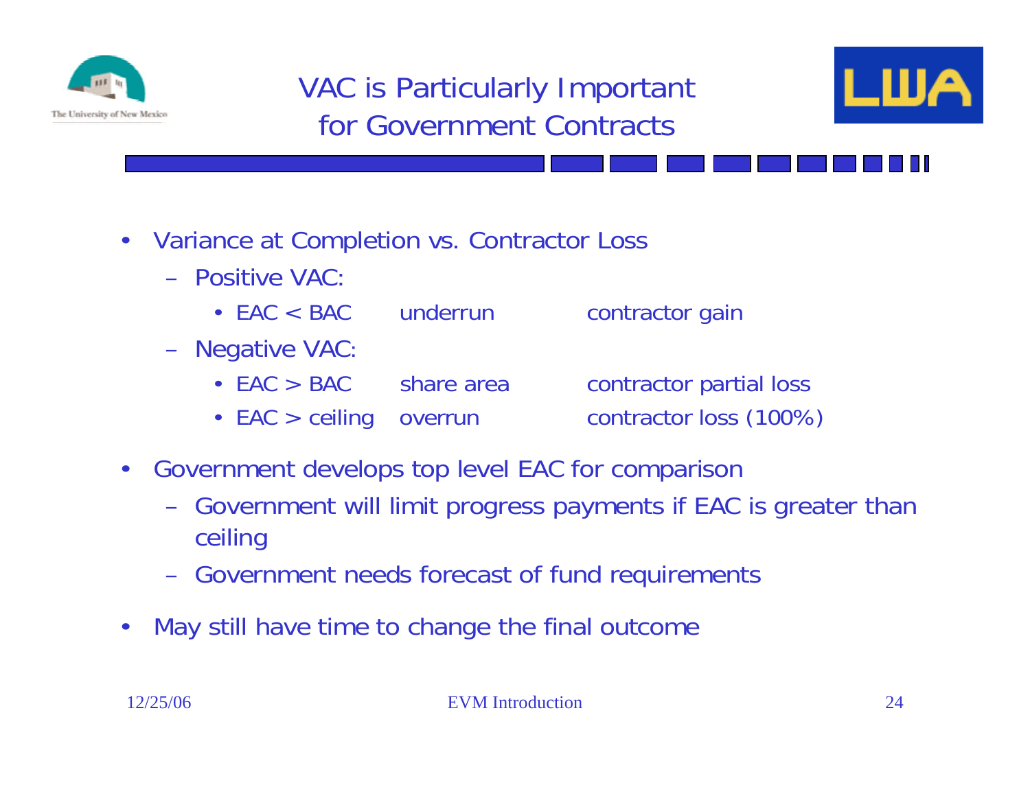# VAC is Particularly Important for Government Contracts

- Variance at Completion vs. Contractor Loss
  - Positive VAC:
    - EAC < BAC   underrun   contractor gain
  - Negative VAC:
    - EAC > BAC   share area   contractor partial loss
    - EAC > ceiling   overrun   contractor loss (100%)
- Government develops top level EAC for comparison
  - Government will limit progress payments if EAC is greater than ceiling
  - Government needs forecast of fund requirements
- May still have time to change the final outcome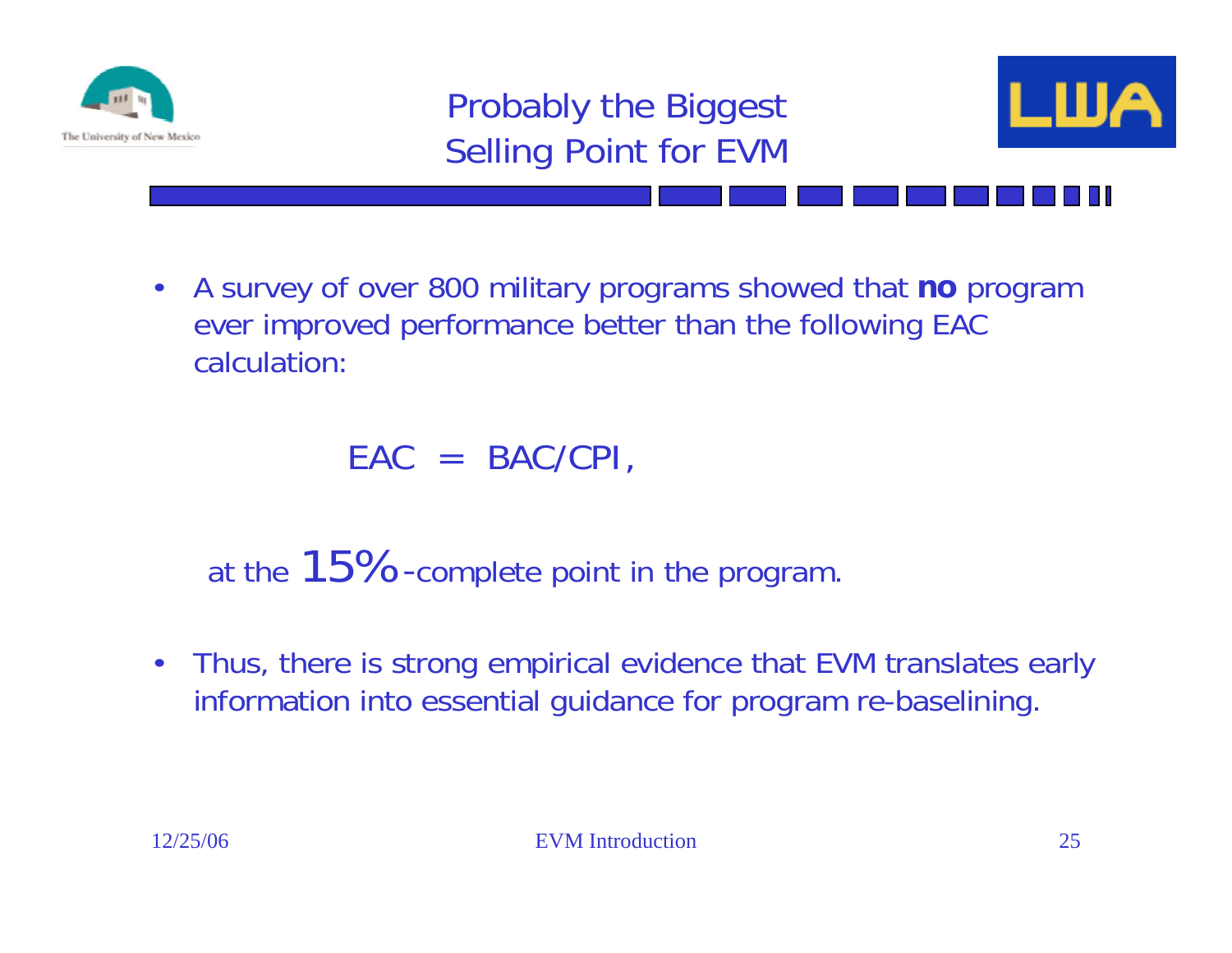# Probably the Biggest Selling Point for EVM

- A survey of over 800 military programs showed that **no** program ever improved performance better than the following EAC calculation:

$$EAC = BAC/CPI,$$

at the 15%-complete point in the program.

- Thus, there is strong empirical evidence that EVM translates early information into essential guidance for program re-baselining.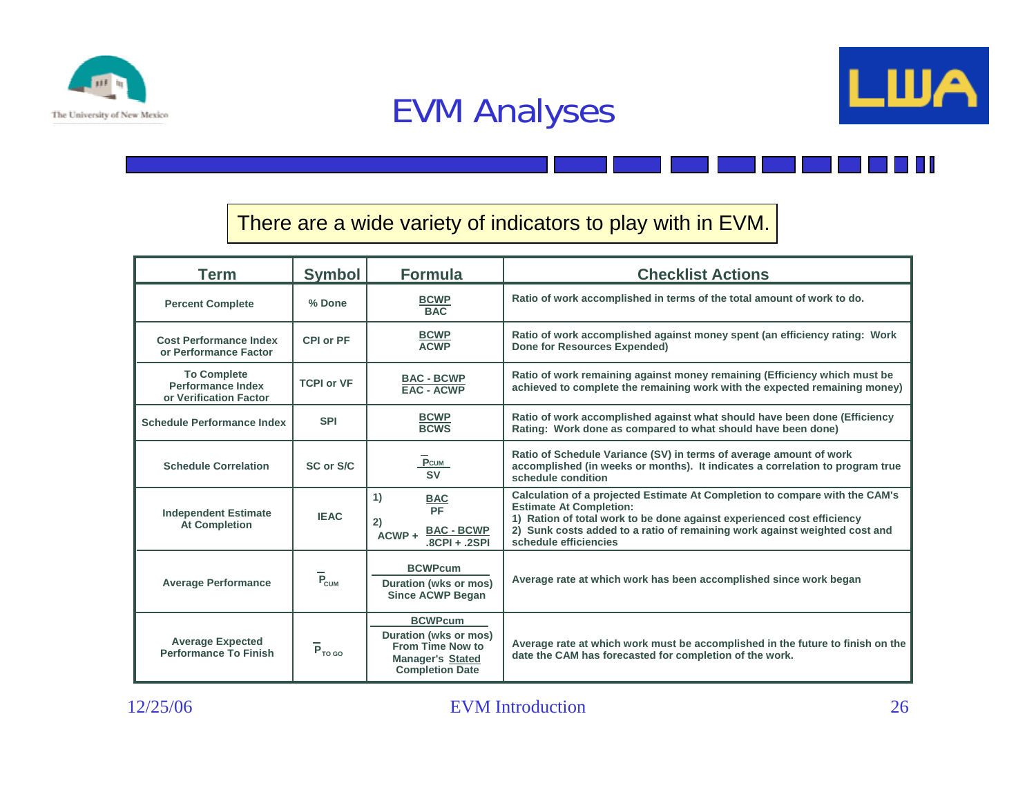# EVM Analyses

There are a wide variety of indicators to play with in EVM.

| Term | Symbol | Formula | Checklist Actions |
|---|---|---|---|
| Percent Complete | % Done | $\frac{BCWP}{BAC}$ | Ratio of work accomplished in terms of the total amount of work to do. |
| Cost Performance Index or Performance Factor | CPI or PF | $\frac{BCWP}{ACWP}$ | Ratio of work accomplished against money spent (an efficiency rating: Work Done for Resources Expended) |
| To Complete Performance Index or Verification Factor | TCPI or VF | $\frac{BAC - BCWP}{EAC - ACWP}$ | Ratio of work remaining against money remaining (Efficiency which must be achieved to complete the remaining work with the expected remaining money) |
| Schedule Performance Index | SPI | $\frac{BCWP}{BCWS}$ | Ratio of work accomplished against what should have been done (Efficiency Rating: Work done as compared to what should have been done) |
| Schedule Correlation | SC or S/C | $\frac{\bar{P}_{CUM}}{SV}$ | Ratio of Schedule Variance (SV) in terms of average amount of work accomplished (in weeks or months). It indicates a correlation to program true schedule condition |
| Independent Estimate At Completion | IEAC | 1) $\frac{BAC}{PF}$ 2) $ACWP + \frac{BAC - BCWP}{.8CPI + .2SPI}$ | Calculation of a projected Estimate At Completion to compare with the CAM's Estimate At Completion: 1) Ration of total work to be done against experienced cost efficiency 2) Sunk costs added to a ratio of remaining work against weighted cost and schedule efficiencies |
| Average Performance | $\bar{P}_{CUM}$ | $\frac{BCWPcum}{\text{Duration (wks or mos) Since ACWP Began}}$ | Average rate at which work has been accomplished since work began |
| Average Expected Performance To Finish | $\bar{P}_{TO\ GO}$ | $\frac{BCWPcum}{\text{Duration (wks or mos) From Time Now to Manager's Stated Completion Date}}$ | Average rate at which work must be accomplished in the future to finish on the date the CAM has forecasted for completion of the work. |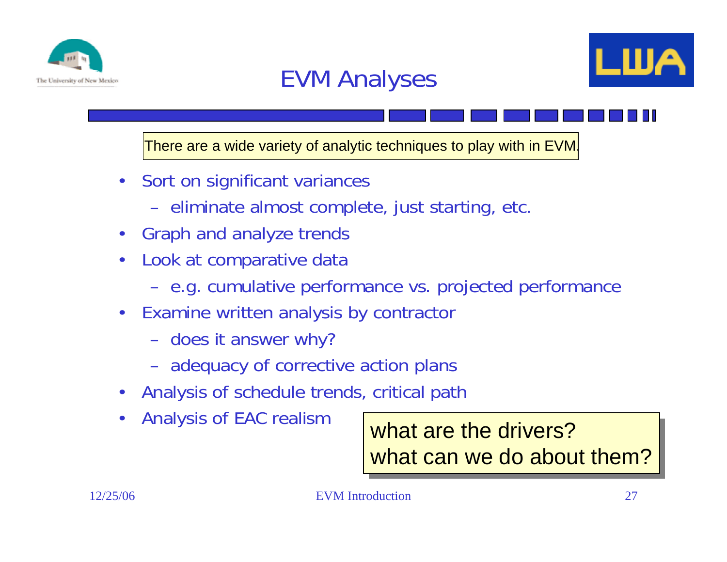# EVM Analyses

There are a wide variety of analytic techniques to play with in EVM.

- Sort on significant variances
  - eliminate almost complete, just starting, etc.
- Graph and analyze trends
- Look at comparative data
  - e.g. cumulative performance vs. projected performance
- Examine written analysis by contractor
  - does it answer why?
  - adequacy of corrective action plans
- Analysis of schedule trends, critical path
- Analysis of EAC realism

what are the drivers?
what can we do about them?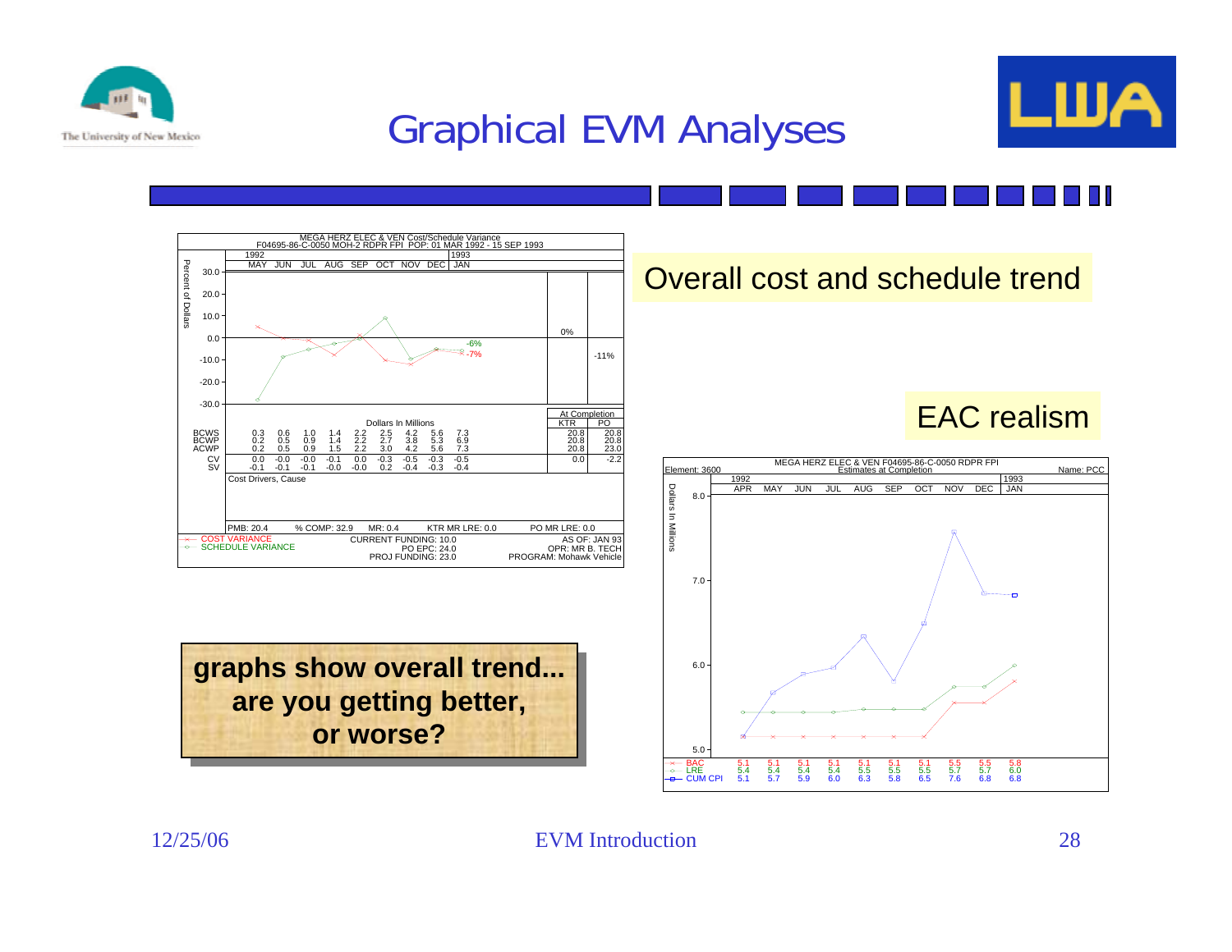# Graphical EVM Analyses

MEGA HERZ ELEC & VEN Cost/Schedule Variance
F04695-86-C-0050 MOH-2 RDPR FPI POP: 01 MAR 1992 - 15 SEP 1993

1992 | 1993
MAY JUN JUL AUG SEP OCT NOV DEC | JAN

Percent of Dollars
30.0
20.0
10.0
0.0
-10.0
-20.0
-30.0

-6%
-7%
0%
-11%

Dollars In Millions

| | MAY | JUN | JUL | AUG | SEP | OCT | NOV | DEC | JAN | At Completion KTR | At Completion PO |
|---|---|---|---|---|---|---|---|---|---|---|---|
| BCWS | 0.3 | 0.6 | 1.0 | 1.4 | 2.2 | 2.5 | 4.2 | 5.6 | 7.3 | 20.8 | 20.8 |
| BCWP | 0.2 | 0.5 | 0.9 | 1.4 | 2.2 | 2.7 | 3.8 | 5.3 | 6.9 | 20.8 | 20.8 |
| ACWP | 0.2 | 0.5 | 0.9 | 1.5 | 2.2 | 3.0 | 4.2 | 5.6 | 7.3 | 20.8 | 23.0 |
| CV | 0.0 | -0.0 | -0.0 | -0.1 | 0.0 | -0.3 | -0.5 | -0.3 | -0.5 | 0.0 | -2.2 |
| SV | -0.1 | -0.1 | -0.1 | -0.0 | -0.0 | 0.2 | -0.4 | -0.3 | -0.4 | | |

Cost Drivers, Cause

PMB: 20.4 % COMP: 32.9 MR: 0.4 KTR MR LRE: 0.0 PO MR LRE: 0.0

COST VARIANCE
SCHEDULE VARIANCE

CURRENT FUNDING: 10.0
PO EPC: 24.0
PROJ FUNDING: 23.0

AS OF: JAN 93
OPR: MR B. TECH
PROGRAM: Mohawk Vehicle

Overall cost and schedule trend

EAC realism

Element: 3600
MEGA HERZ ELEC & VEN F04695-86-C-0050 RDPR FPI
Estimates at Completion
Name: PCC

1992 | 1993
APR MAY JUN JUL AUG SEP OCT NOV DEC | JAN

Dollars In Millions
8.0
7.0
6.0
5.0

BAC 5.1 5.1 5.1 5.1 5.1 5.1 5.1 5.5 5.5 5.8
LRE 5.4 5.4 5.4 5.4 5.5 5.5 5.5 5.7 5.7 6.0
CUM CPI 5.1 5.7 5.9 6.0 6.3 5.8 6.5 7.6 6.8 6.8

**graphs show overall trend...**
**are you getting better,**
**or worse?**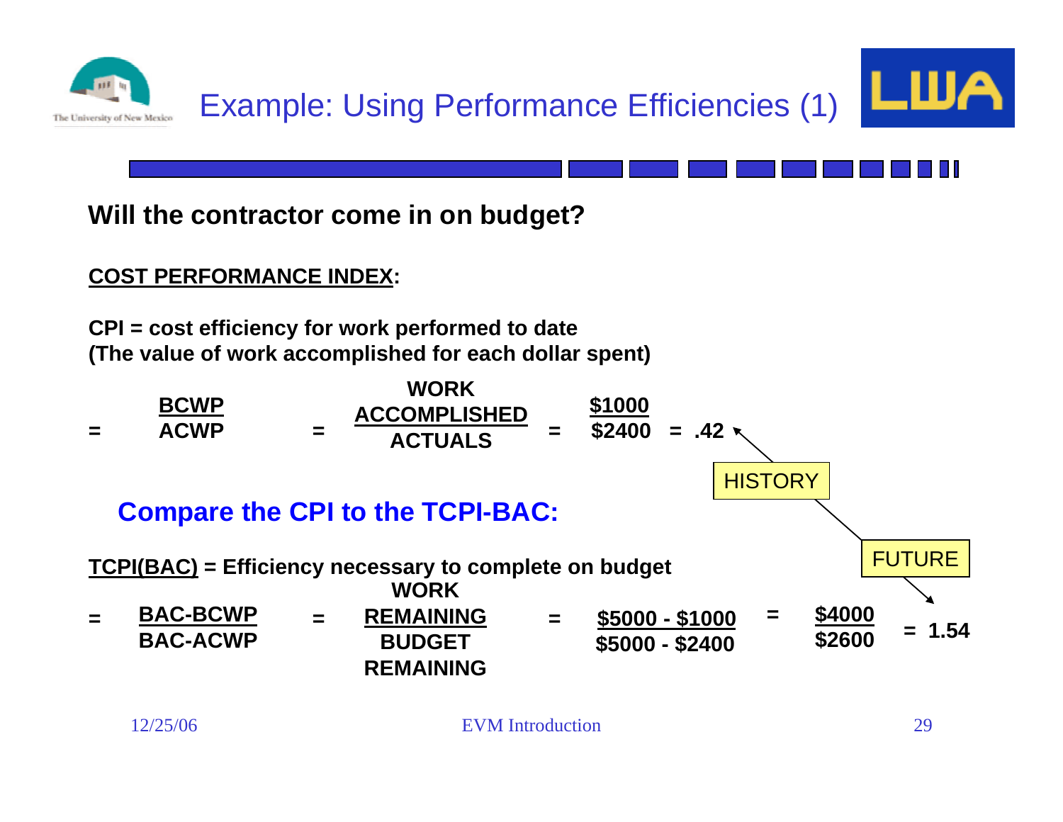# Example: Using Performance Efficiencies (1)

## Will the contractor come in on budget?

**COST PERFORMANCE INDEX:**

**CPI = cost efficiency for work performed to date**
**(The value of work accomplished for each dollar spent)**

$$= \frac{\text{BCWP}}{\text{ACWP}} = \frac{\text{WORK ACCOMPLISHED}}{\text{ACTUALS}} = \frac{\$1000}{\$2400} = .42$$

HISTORY

**Compare the CPI to the TCPI-BAC:**

**TCPI(BAC) = Efficiency necessary to complete on budget**

$$= \frac{\text{BAC-BCWP}}{\text{BAC-ACWP}} = \frac{\text{WORK REMAINING}}{\text{BUDGET REMAINING}} = \frac{\$5000 - \$1000}{\$5000 - \$2400} = \frac{\$4000}{\$2600} = 1.54$$

FUTURE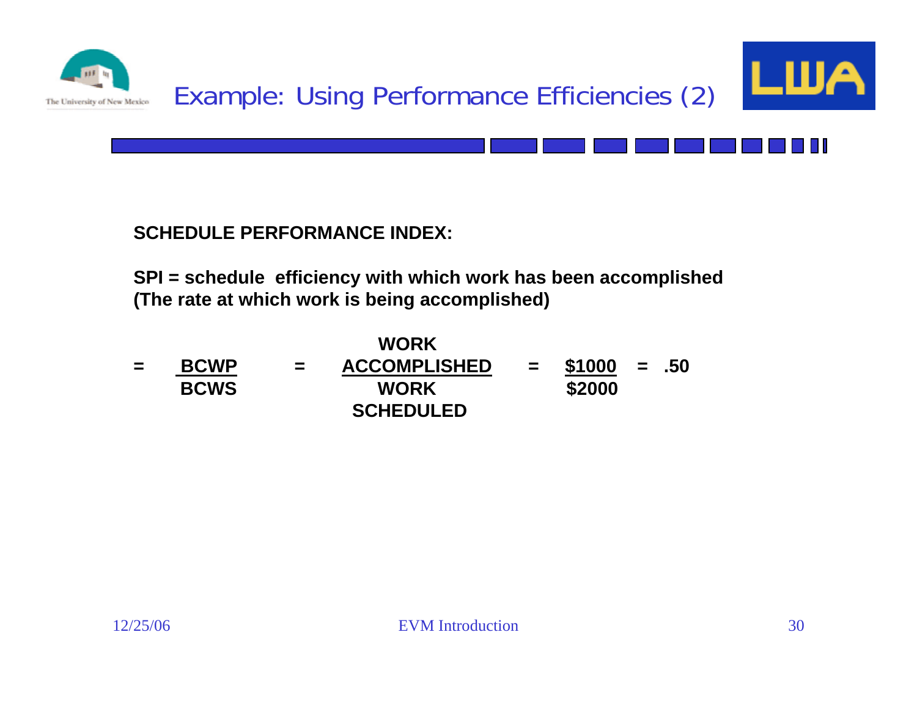# Example: Using Performance Efficiencies (2)

**SCHEDULE PERFORMANCE INDEX:**

**SPI = schedule efficiency with which work has been accomplished (The rate at which work is being accomplished)**

$$= \frac{\text{BCWP}}{\text{BCWS}} = \frac{\text{WORK ACCOMPLISHED}}{\text{WORK SCHEDULED}} = \frac{\$1000}{\$2000} = .50$$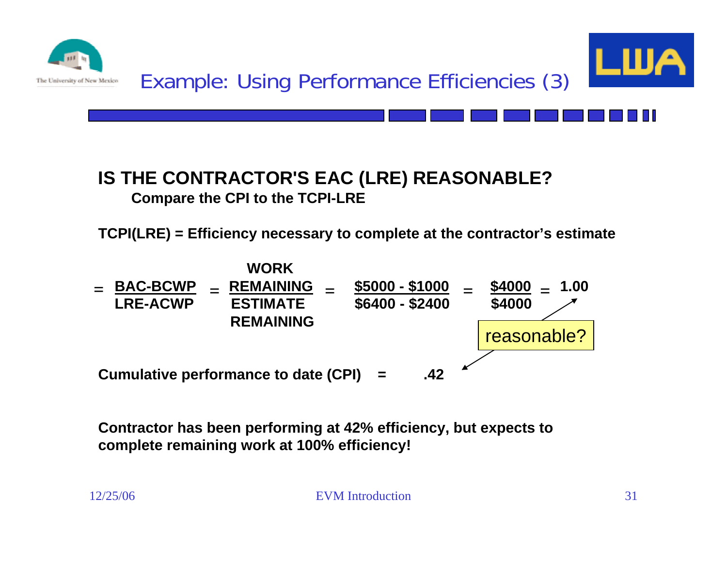# Example: Using Performance Efficiencies (3)

## IS THE CONTRACTOR'S EAC (LRE) REASONABLE?

**Compare the CPI to the TCPI-LRE**

**TCPI(LRE) = Efficiency necessary to complete at the contractor's estimate**

$$= \frac{\text{BAC-BCWP}}{\text{LRE-ACWP}} = \frac{\text{WORK REMAINING}}{\text{ESTIMATE REMAINING}} = \frac{\$5000 - \$1000}{\$6400 - \$2400} = \frac{\$4000}{\$4000} = 1.00$$

reasonable?

**Cumulative performance to date (CPI) = .42**

**Contractor has been performing at 42% efficiency, but expects to complete remaining work at 100% efficiency!**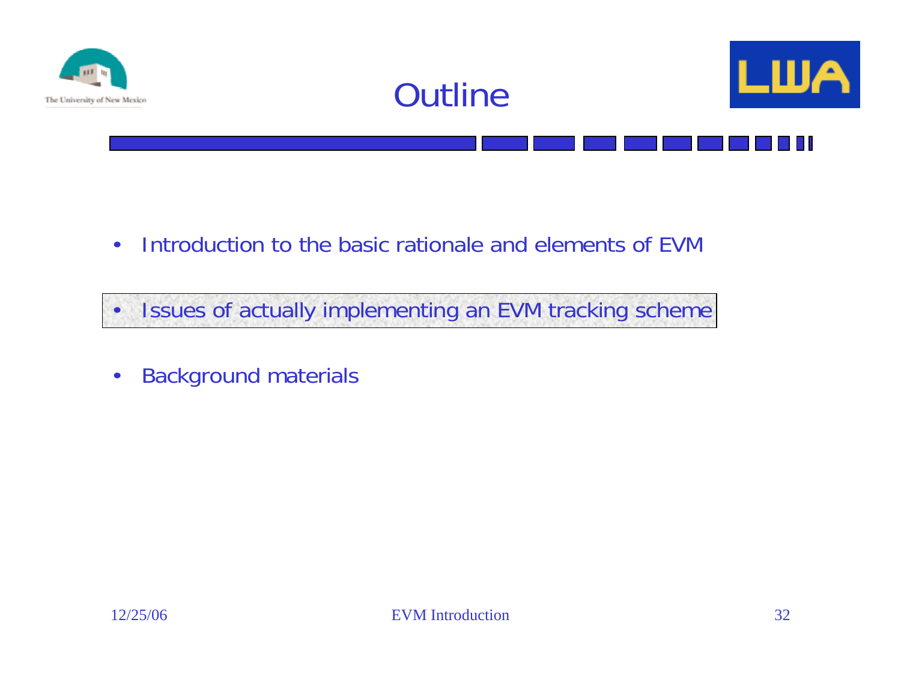# Outline

- Introduction to the basic rationale and elements of EVM
- Issues of actually implementing an EVM tracking scheme
- Background materials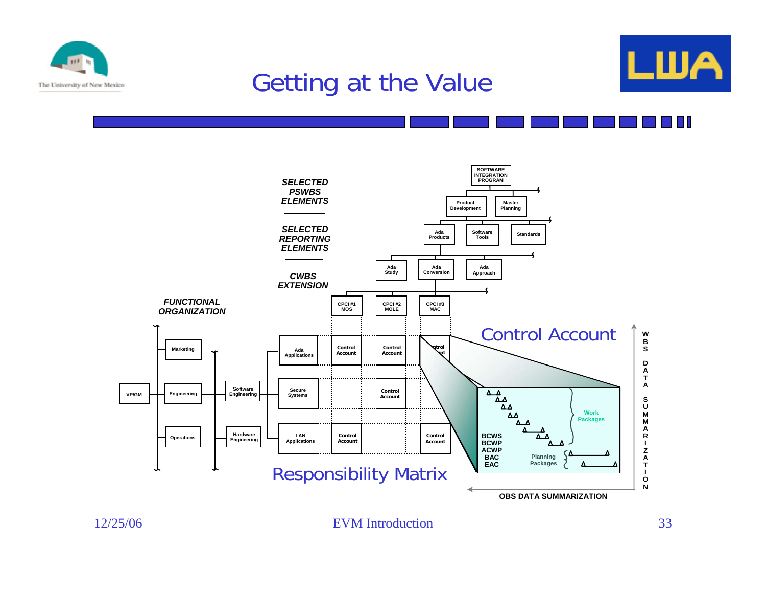# Getting at the Value

SELECTED PSWBS ELEMENTS

SELECTED REPORTING ELEMENTS

CWBS EXTENSION

FUNCTIONAL ORGANIZATION

SOFTWARE INTEGRATION PROGRAM

Product Development

Master Planning

Ada Products

Software Tools

Standards

Ada Study

Ada Conversion

Ada Approach

CPCI #1 MOS

CPCI #2 MOLE

CPCI #3 MAC

VP/GM

Marketing

Engineering

Operations

Software Engineering

Hardware Engineering

Ada Applications

Secure Systems

LAN Applications

Control Account

Control Account

Control Account

Control Account

Control Account

Control Account

Control Account

Work Packages

Planning Packages

BCWS
BCWP
ACWP
BAC
EAC

Responsibility Matrix

WBS DATA SUMMARIZATION

OBS DATA SUMMARIZATION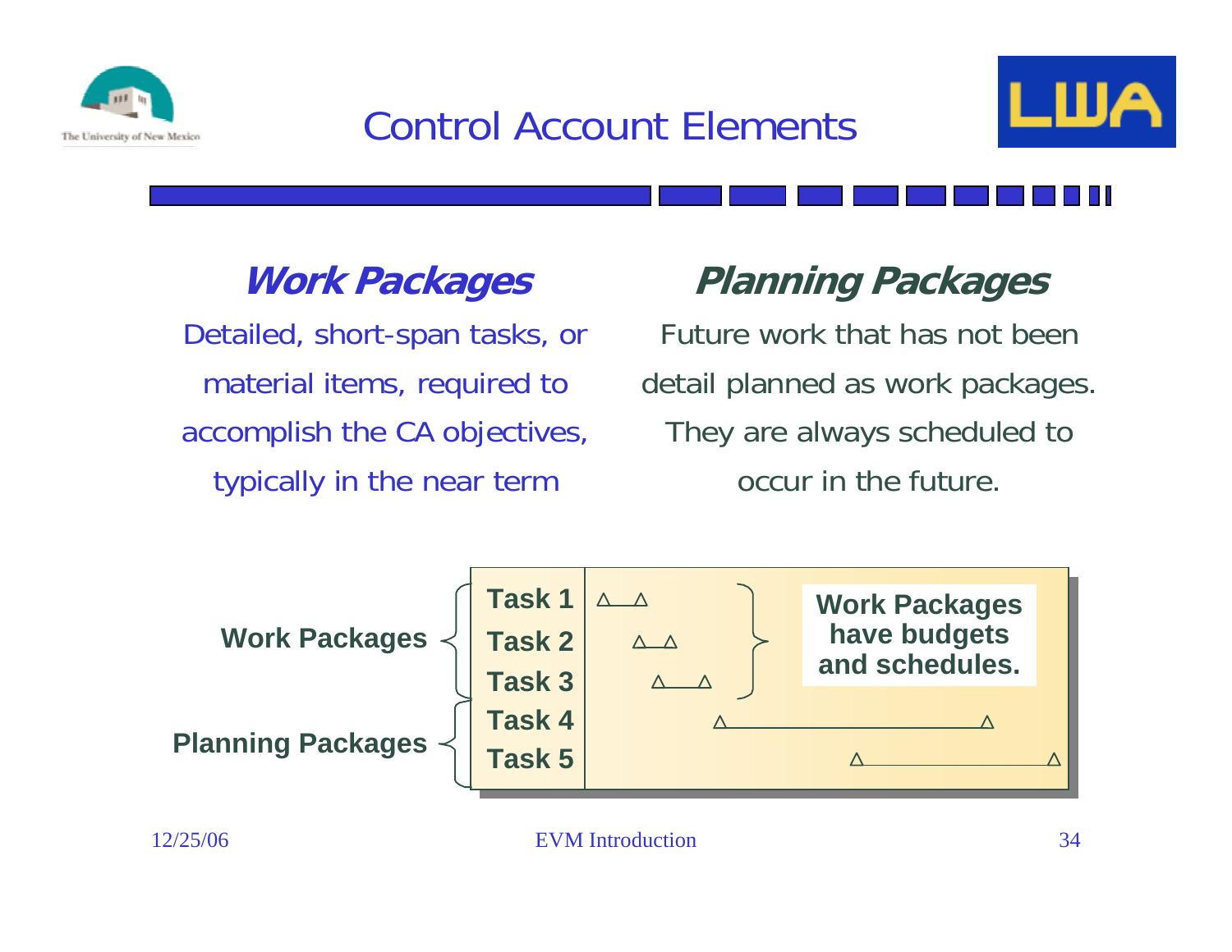# Control Account Elements

## *Work Packages*

Detailed, short-span tasks, or material items, required to accomplish the CA objectives, typically in the near term

## *Planning Packages*

Future work that has not been detail planned as work packages. They are always scheduled to occur in the future.

Work Packages

Planning Packages

Task 1

Task 2

Task 3

Task 4

Task 5

**Work Packages have budgets and schedules.**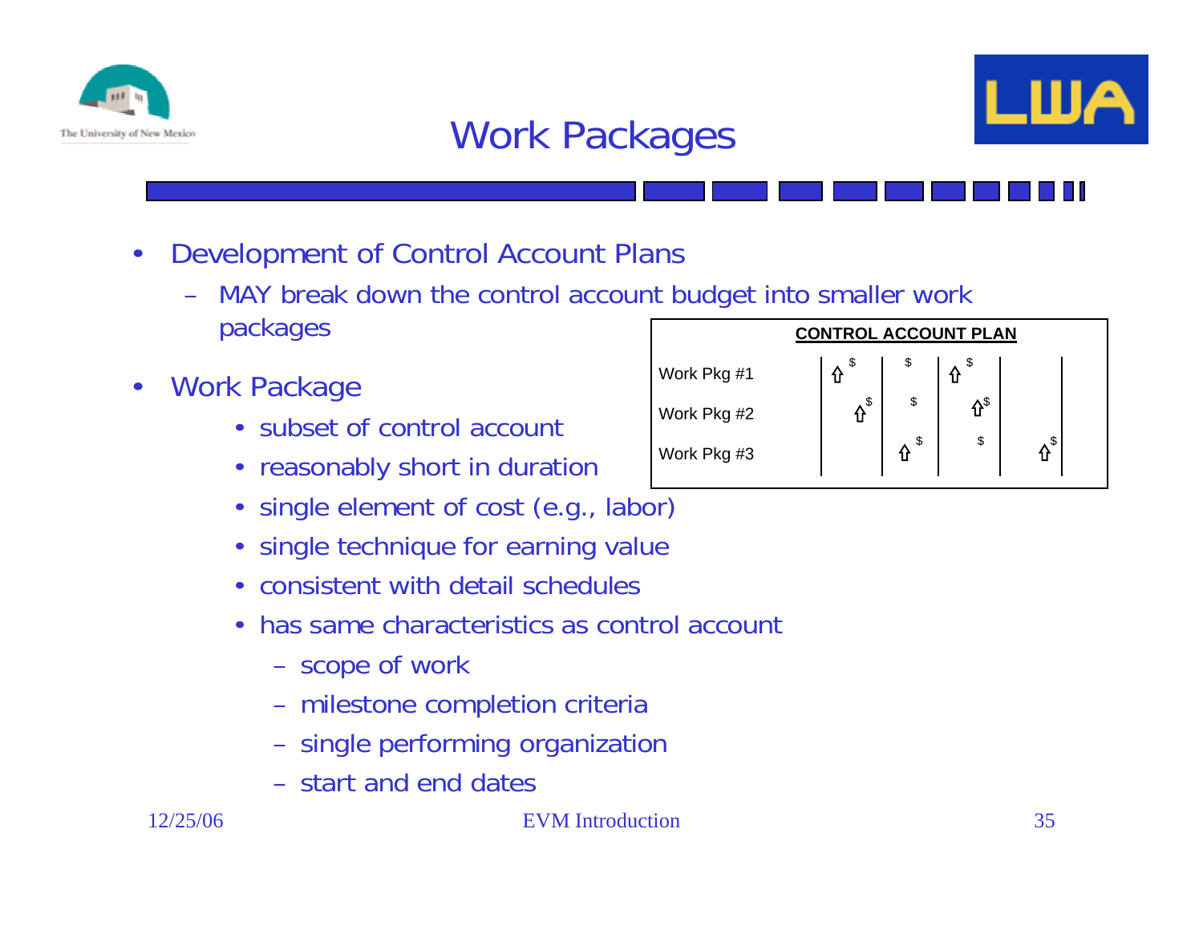# Work Packages

- Development of Control Account Plans
  - MAY break down the control account budget into smaller work packages

- Work Package
  - subset of control account
  - reasonably short in duration
  - single element of cost (e.g., labor)
  - single technique for earning value
  - consistent with detail schedules
  - has same characteristics as control account
    - scope of work
    - milestone completion criteria
    - single performing organization
    - start and end dates

**CONTROL ACCOUNT PLAN**

Work Pkg #1 $ $ $

Work Pkg #2 $ $ $

Work Pkg #3 $ $ $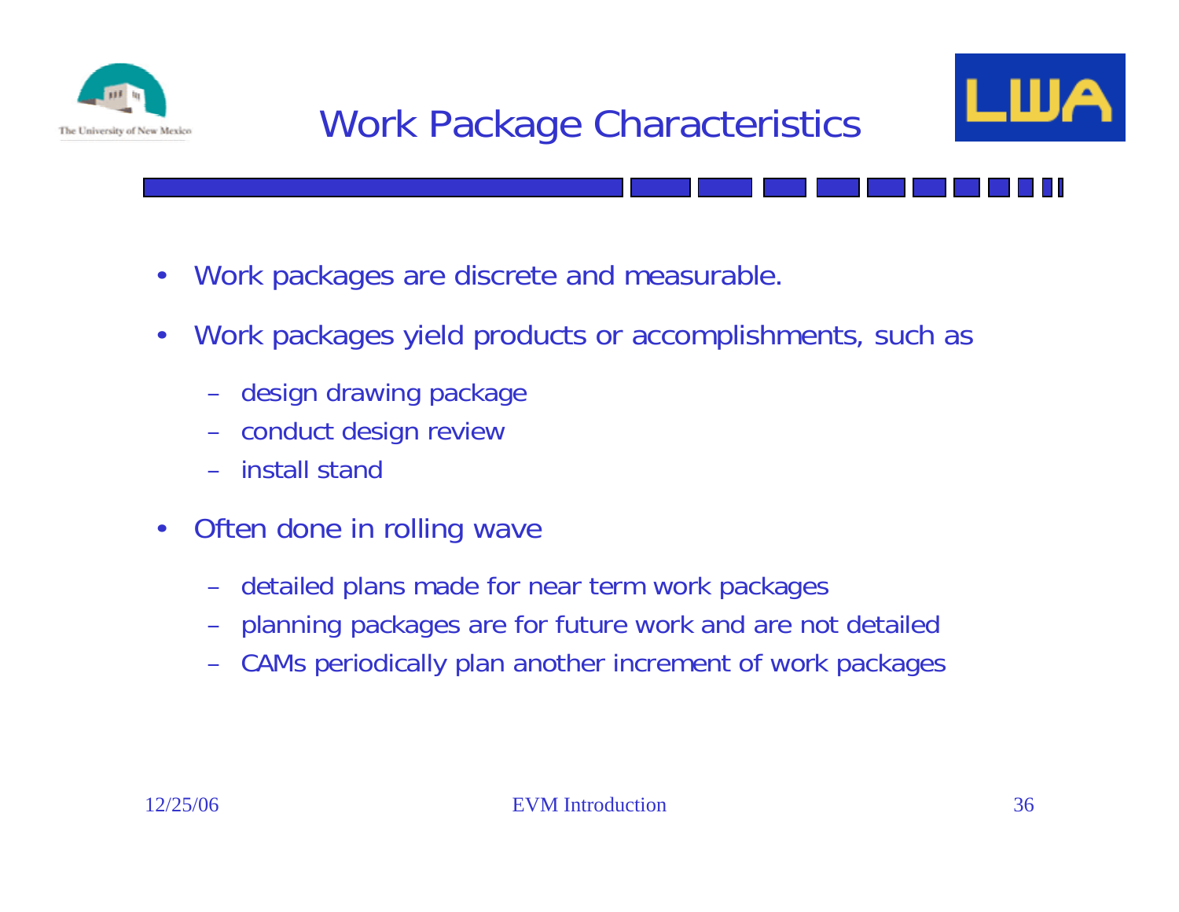# Work Package Characteristics

- Work packages are discrete and measurable.
- Work packages yield products or accomplishments, such as
  - design drawing package
  - conduct design review
  - install stand
- Often done in rolling wave
  - detailed plans made for near term work packages
  - planning packages are for future work and are not detailed
  - CAMs periodically plan another increment of work packages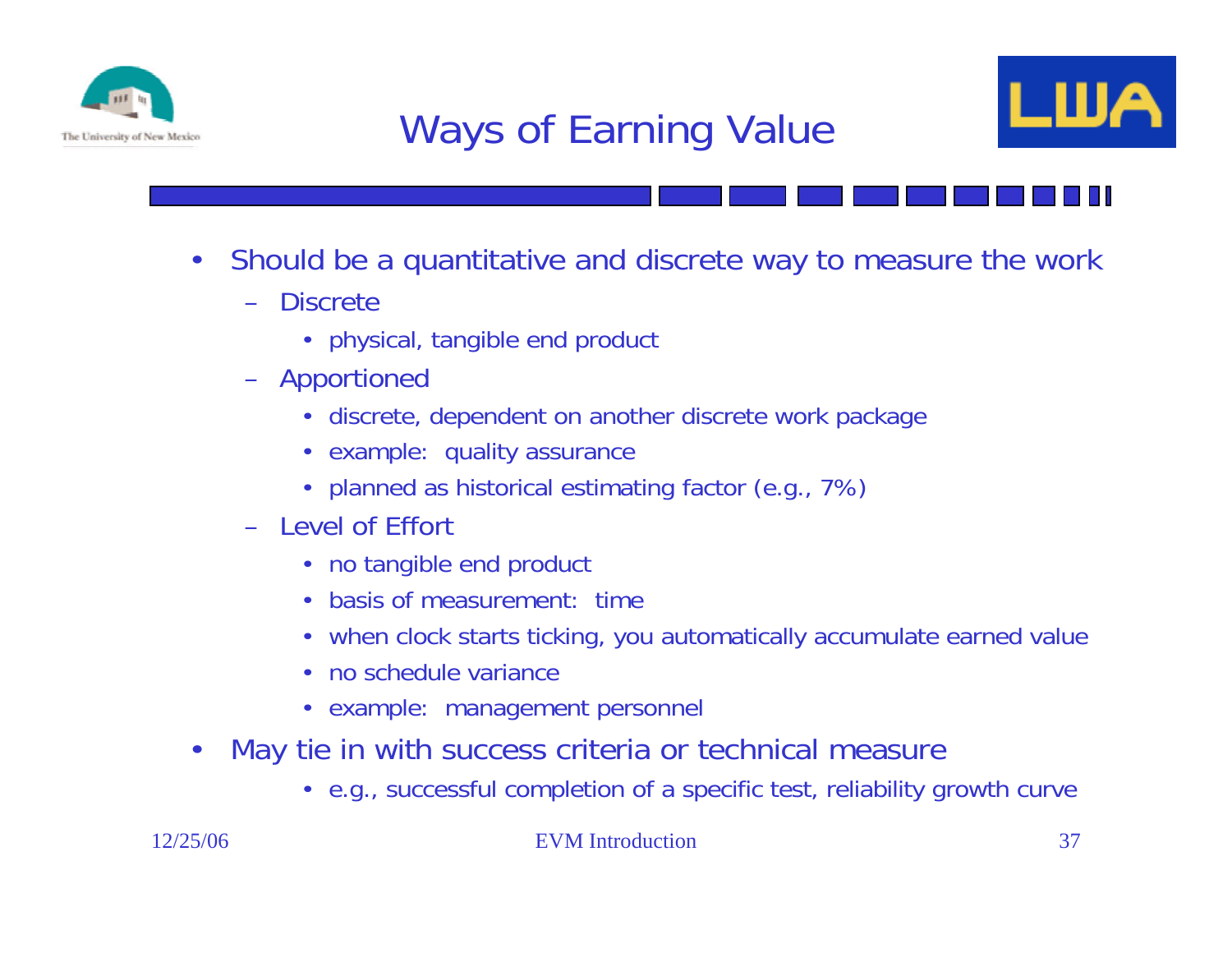# Ways of Earning Value

- Should be a quantitative and discrete way to measure the work
  - Discrete
    - physical, tangible end product
  - Apportioned
    - discrete, dependent on another discrete work package
    - example: quality assurance
    - planned as historical estimating factor (e.g., 7%)
  - Level of Effort
    - no tangible end product
    - basis of measurement: time
    - when clock starts ticking, you automatically accumulate earned value
    - no schedule variance
    - example: management personnel
- May tie in with success criteria or technical measure
  - e.g., successful completion of a specific test, reliability growth curve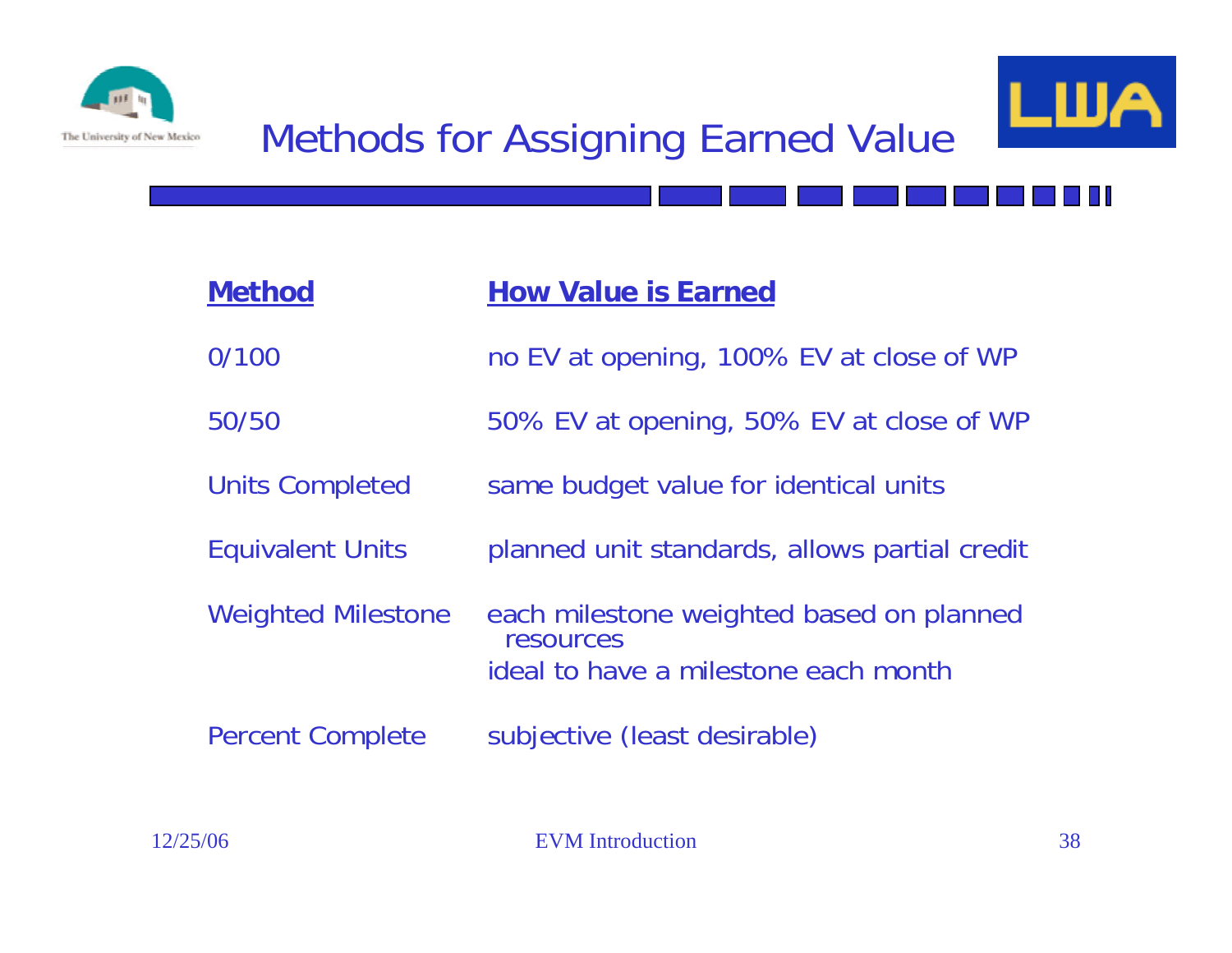# Methods for Assigning Earned Value

| Method | How Value is Earned |
|---|---|
| 0/100 | no EV at opening, 100% EV at close of WP |
| 50/50 | 50% EV at opening, 50% EV at close of WP |
| Units Completed | same budget value for identical units |
| Equivalent Units | planned unit standards, allows partial credit |
| Weighted Milestone | each milestone weighted based on planned resources<br>ideal to have a milestone each month |
| Percent Complete | subjective (least desirable) |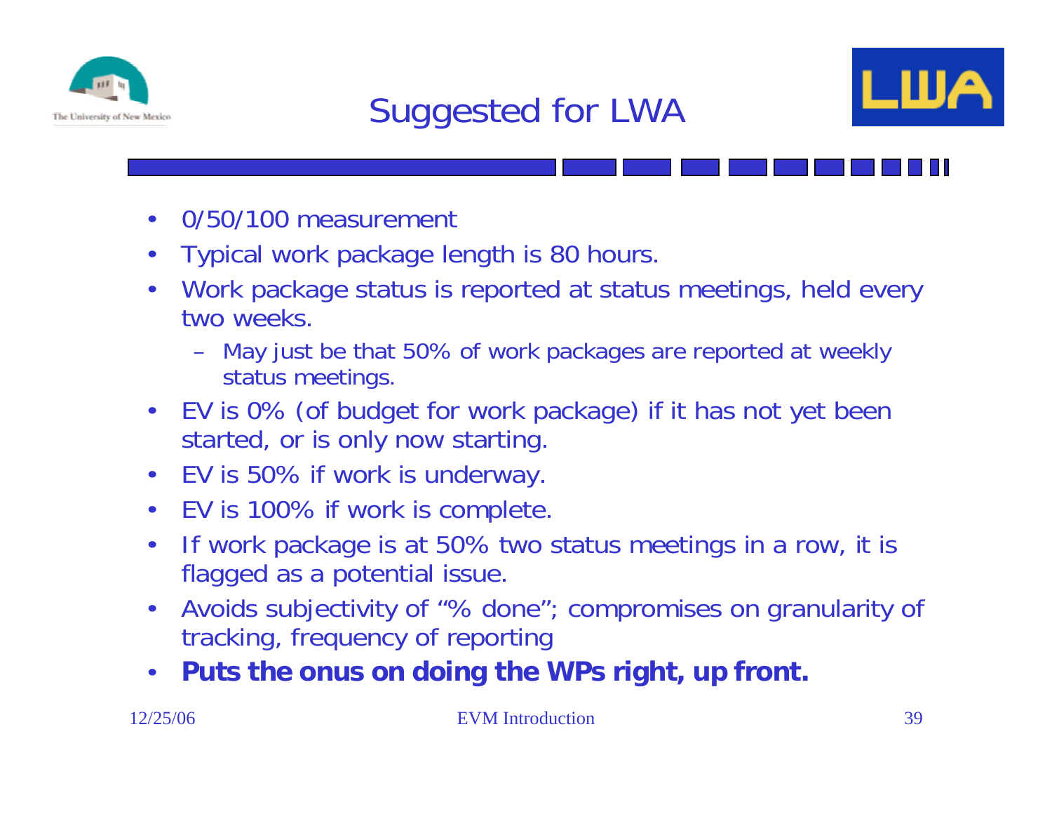# Suggested for LWA

- 0/50/100 measurement
- Typical work package length is 80 hours.
- Work package status is reported at status meetings, held every two weeks.
  - May just be that 50% of work packages are reported at weekly status meetings.
- EV is 0% (of budget for work package) if it has not yet been started, or is only now starting.
- EV is 50% if work is underway.
- EV is 100% if work is complete.
- If work package is at 50% two status meetings in a row, it is flagged as a potential issue.
- Avoids subjectivity of "% done"; compromises on granularity of tracking, frequency of reporting
- **Puts the onus on doing the WPs right, up front.**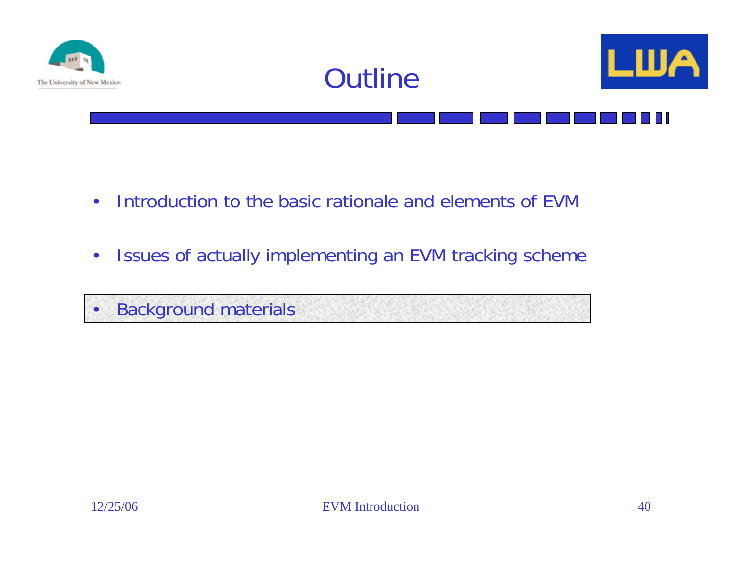# Outline

- Introduction to the basic rationale and elements of EVM
- Issues of actually implementing an EVM tracking scheme
- Background materials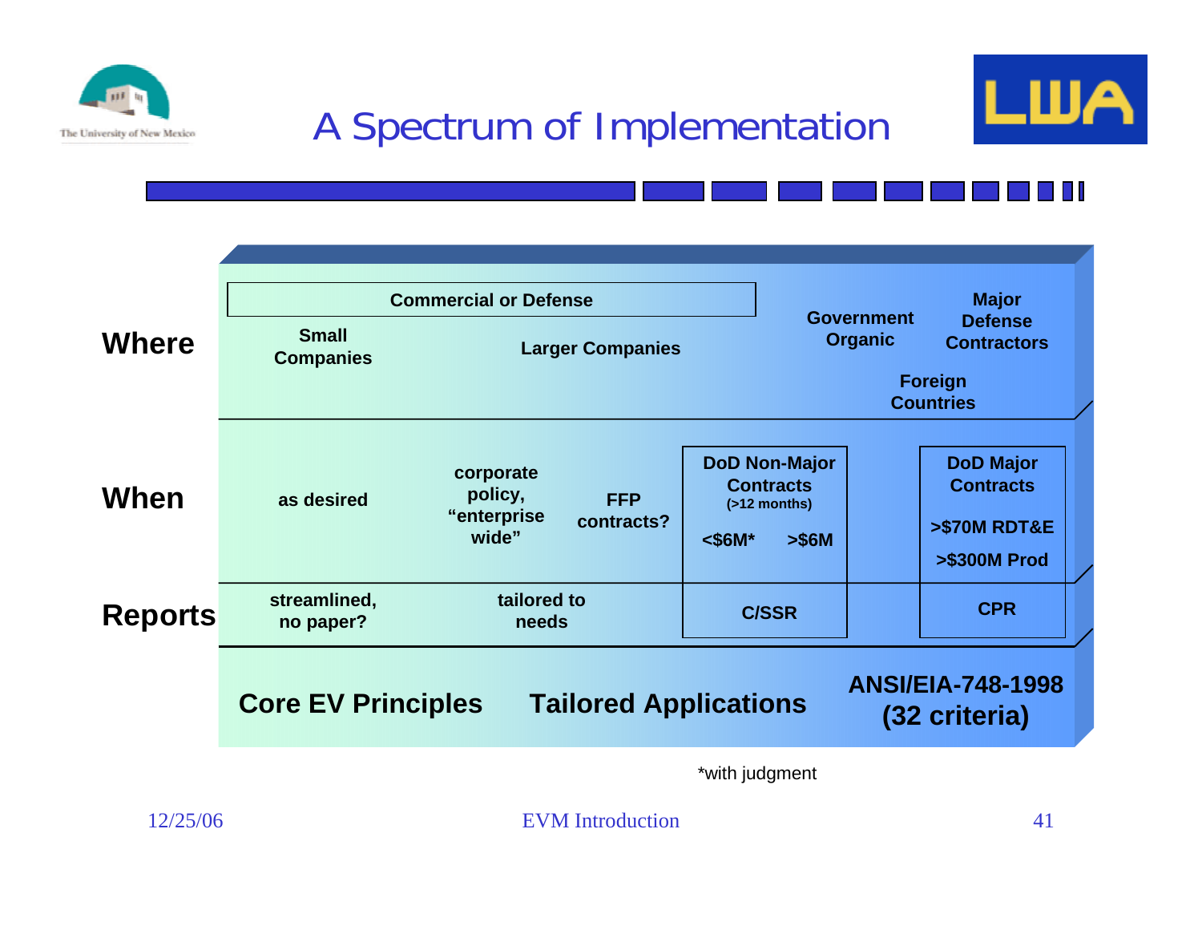# A Spectrum of Implementation

| | | | | | | |
|---|---|---|---|---|---|---|
| **Where** | Commercial or Defense: Small Companies | Larger Companies | | Government Organic | Major Defense Contractors | Foreign Countries |
| **When** | as desired | corporate policy, "enterprise wide" | FFP contracts? | DoD Non-Major Contracts (>12 months) <$6M* >$6M | | DoD Major Contracts >$70M RDT&E >$300M Prod |
| **Reports** | streamlined, no paper? | tailored to needs | | C/SSR | | CPR |
| | **Core EV Principles** | **Tailored Applications** | | | **ANSI/EIA-748-1998 (32 criteria)** | |

*with judgment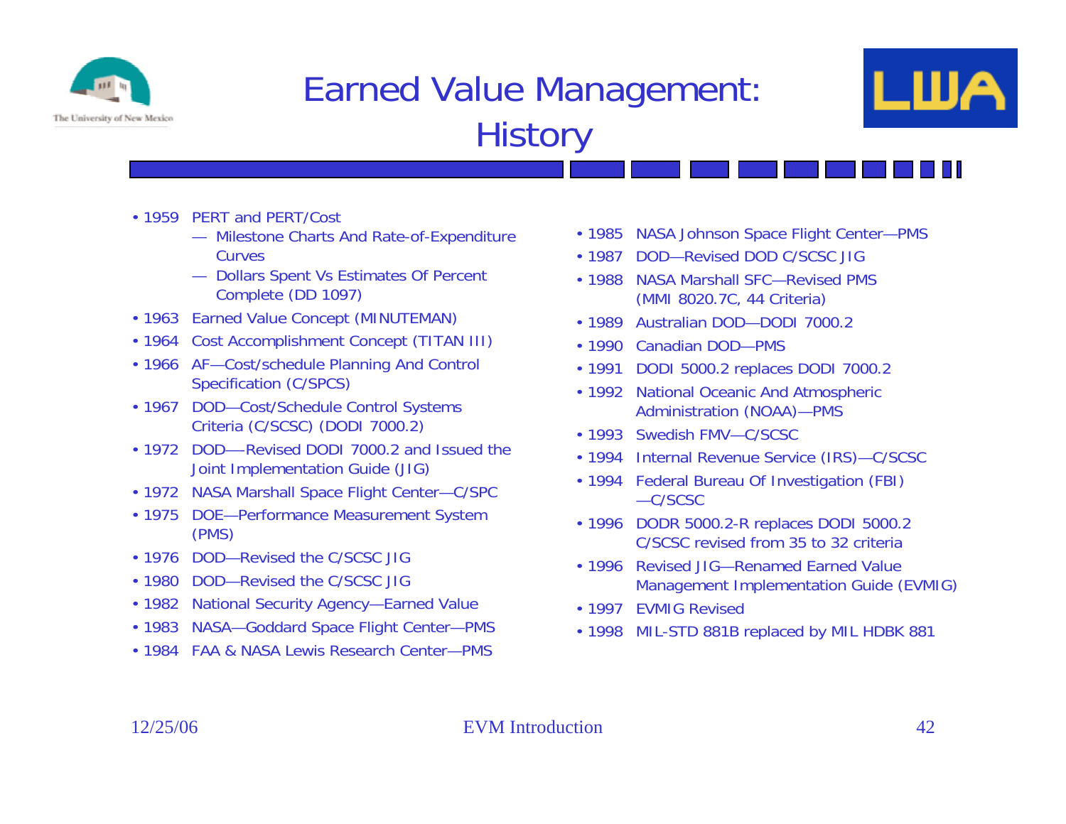# Earned Value Management: History

- 1959 PERT and PERT/Cost
  - — Milestone Charts And Rate-of-Expenditure Curves
  - — Dollars Spent Vs Estimates Of Percent Complete (DD 1097)
- 1963 Earned Value Concept (MINUTEMAN)
- 1964 Cost Accomplishment Concept (TITAN III)
- 1966 AF—Cost/schedule Planning And Control Specification (C/SPCS)
- 1967 DOD—Cost/Schedule Control Systems Criteria (C/SCSC) (DODI 7000.2)
- 1972 DOD—-Revised DODI 7000.2 and Issued the Joint Implementation Guide (JIG)
- 1972 NASA Marshall Space Flight Center—C/SPC
- 1975 DOE—Performance Measurement System (PMS)
- 1976 DOD—Revised the C/SCSC JIG
- 1980 DOD—Revised the C/SCSC JIG
- 1982 National Security Agency—Earned Value
- 1983 NASA—Goddard Space Flight Center—PMS
- 1984 FAA & NASA Lewis Research Center—PMS
- 1985 NASA Johnson Space Flight Center—PMS
- 1987 DOD—Revised DOD C/SCSC JIG
- 1988 NASA Marshall SFC—Revised PMS (MMI 8020.7C, 44 Criteria)
- 1989 Australian DOD—DODI 7000.2
- 1990 Canadian DOD—PMS
- 1991 DODI 5000.2 replaces DODI 7000.2
- 1992 National Oceanic And Atmospheric Administration (NOAA)—PMS
- 1993 Swedish FMV—C/SCSC
- 1994 Internal Revenue Service (IRS)—C/SCSC
- 1994 Federal Bureau Of Investigation (FBI) —C/SCSC
- 1996 DODR 5000.2-R replaces DODI 5000.2 C/SCSC revised from 35 to 32 criteria
- 1996 Revised JIG—Renamed Earned Value Management Implementation Guide (EVMIG)
- 1997 EVMIG Revised
- 1998 MIL-STD 881B replaced by MIL HDBK 881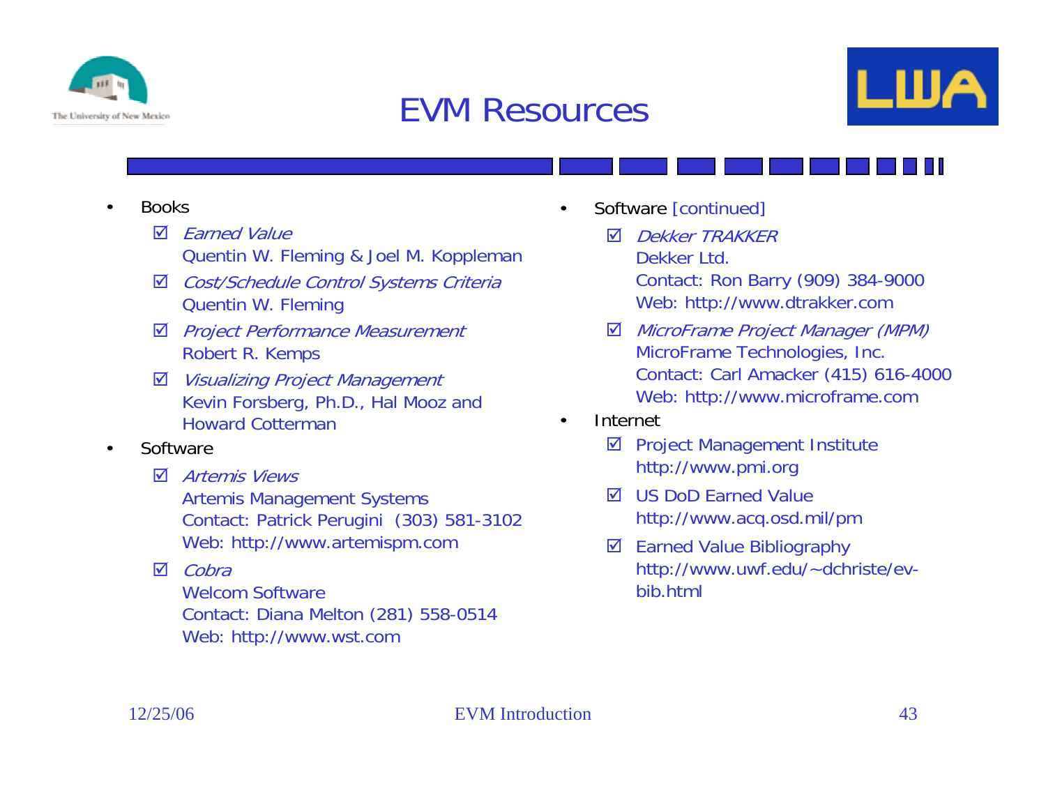# EVM Resources

- Books
  - ☑ *Earned Value*
    Quentin W. Fleming & Joel M. Koppleman
  - ☑ *Cost/Schedule Control Systems Criteria*
    Quentin W. Fleming
  - ☑ *Project Performance Measurement*
    Robert R. Kemps
  - ☑ *Visualizing Project Management*
    Kevin Forsberg, Ph.D., Hal Mooz and Howard Cotterman
- Software
  - ☑ *Artemis Views*
    Artemis Management Systems
    Contact: Patrick Perugini (303) 581-3102
    Web: http://www.artemispm.com
  - ☑ *Cobra*
    Welcom Software
    Contact: Diana Melton (281) 558-0514
    Web: http://www.wst.com
- Software [continued]
  - ☑ *Dekker TRAKKER*
    Dekker Ltd.
    Contact: Ron Barry (909) 384-9000
    Web: http://www.dtrakker.com
  - ☑ *MicroFrame Project Manager (MPM)*
    MicroFrame Technologies, Inc.
    Contact: Carl Amacker (415) 616-4000
    Web: http://www.microframe.com
- Internet
  - ☑ Project Management Institute
    http://www.pmi.org
  - ☑ US DoD Earned Value
    http://www.acq.osd.mil/pm
  - ☑ Earned Value Bibliography
    http://www.uwf.edu/~dchriste/ev-bib.html